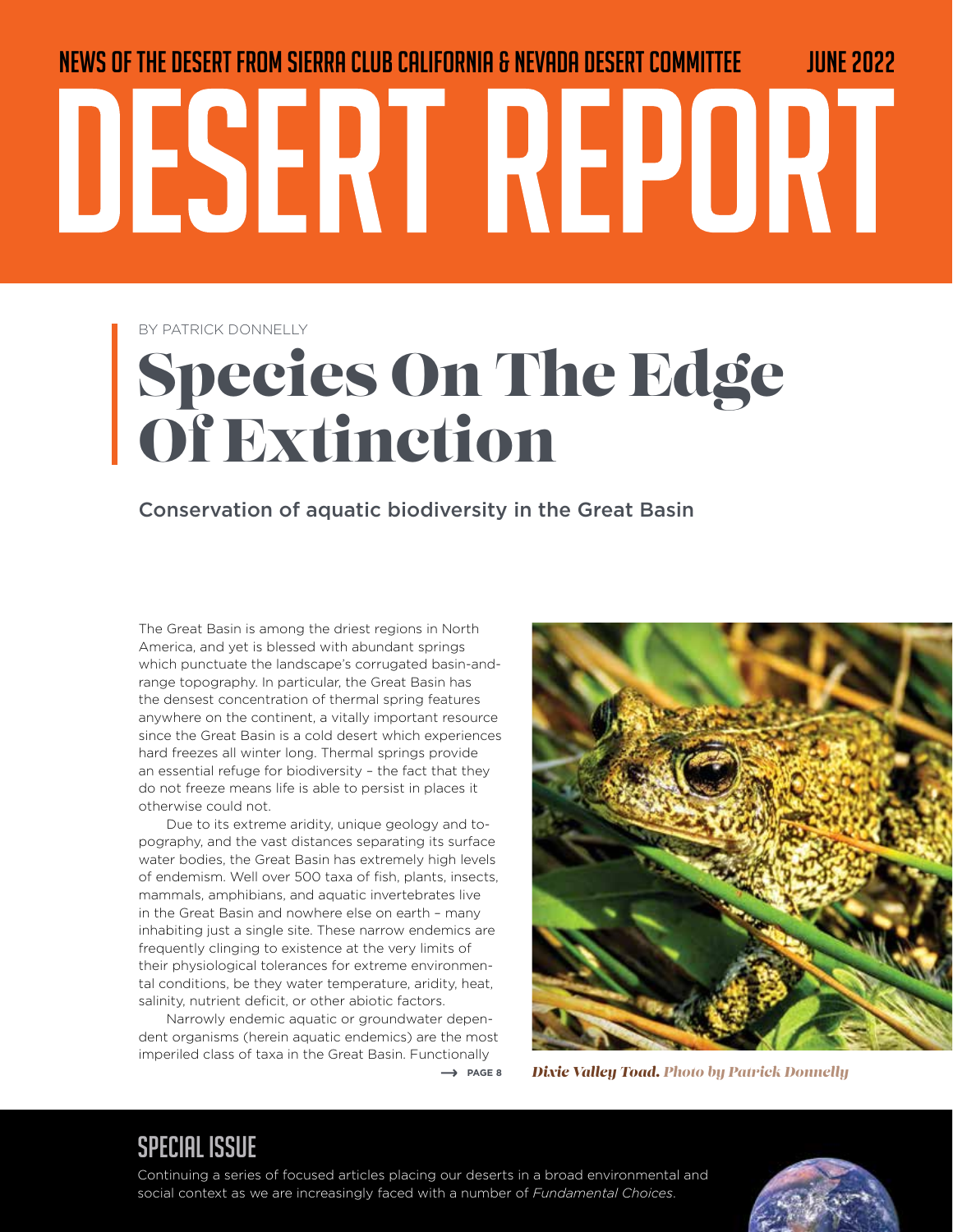NEWS OF THE DESERT FROM SIERRA CLUB CALIFORNIA & NEVADA DESERT COMMITTEE JUNE 2022

# DESERT REPORT

BY PATRICK DONNELLY

## Species On The Edge Of Extinction

### Conservation of aquatic biodiversity in the Great Basin

The Great Basin is among the driest regions in North America, and yet is blessed with abundant springs which punctuate the landscape's corrugated basin-and-range topography. In particular, the Great Basin has the densest concentration of thermal spring features anywhere on the continent, a vitally important resource since the Great Basin is a cold desert which experiences hard freezes all winter long. Thermal springs provide an essential refuge for biodiversity – the fact that they do not freeze means life is able to persist in places it otherwise could not.

Due to its extreme aridity, unique geology and topography, and the vast distances separating its surface water bodies, the Great Basin has extremely high levels of endemism. Well over 500 taxa of fish, plants, insects, mammals, amphibians, and aquatic invertebrates live in the Great Basin and nowhere else on earth – many inhabiting just a single site. These narrow endemics are frequently clinging to existence at the very limits of their physiological tolerances for extreme environmental conditions, be they water temperature, aridity, heat, salinity, nutrient deficit, or other abiotic factors.

Narrowly endemic aquatic or groundwater dependent organisms (herein aquatic endemics) are the most imperiled class of taxa in the Great Basin. Functionally

→ PAGE 8

*Dixie Valley Toad. Photo by Patrick Donnelly*

## SPECIAL ISSUE

Continuing a series of focused articles placing our deserts in a broad environmental and social context as we are increasingly faced with a number of *Fundamental Choices*.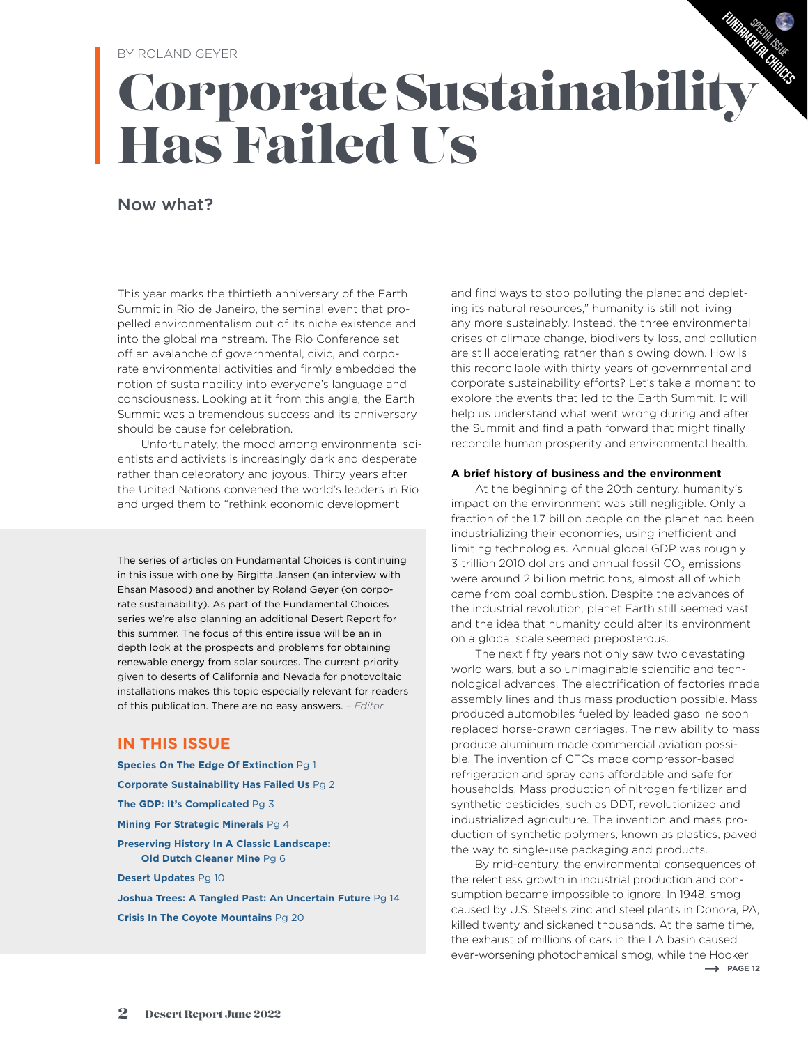BY ROLAND GEYER

# Corporate Sustainability Has Failed Us

## Now what?

This year marks the thirtieth anniversary of the Earth Summit in Rio de Janeiro, the seminal event that propelled environmentalism out of its niche existence and into the global mainstream. The Rio Conference set off an avalanche of governmental, civic, and corporate environmental activities and firmly embedded the notion of sustainability into everyone's language and consciousness. Looking at it from this angle, the Earth Summit was a tremendous success and its anniversary should be cause for celebration.

Unfortunately, the mood among environmental scientists and activists is increasingly dark and desperate rather than celebratory and joyous. Thirty years after the United Nations convened the world's leaders in Rio and urged them to "rethink economic development and find ways to stop polluting the planet and depleting its natural resources," humanity is still not living any more sustainably. Instead, the three environmental crises of climate change, biodiversity loss, and pollution are still accelerating rather than slowing down. How is this reconcilable with thirty years of governmental and corporate sustainability efforts? Let's take a moment to explore the events that led to the Earth Summit. It will help us understand what went wrong during and after the Summit and find a path forward that might finally reconcile human prosperity and environmental health.

**A brief history of business and the environment**

At the beginning of the 20th century, humanity's impact on the environment was still negligible. Only a fraction of the 1.7 billion people on the planet had been industrializing their economies, using inefficient and limiting technologies. Annual global GDP was roughly 3 trillion 2010 dollars and annual fossil $CO_2$ emissions were around 2 billion metric tons, almost all of which came from coal combustion. Despite the advances of the industrial revolution, planet Earth still seemed vast and the idea that humanity could alter its environment on a global scale seemed preposterous.

The next fifty years not only saw two devastating world wars, but also unimaginable scientific and technological advances. The electrification of factories made assembly lines and thus mass production possible. Mass produced automobiles fueled by leaded gasoline soon replaced horse-drawn carriages. The new ability to mass produce aluminum made commercial aviation possible. The invention of CFCs made compressor-based refrigeration and spray cans affordable and safe for households. Mass production of nitrogen fertilizer and synthetic pesticides, such as DDT, revolutionized and industrialized agriculture. The invention and mass production of synthetic polymers, known as plastics, paved the way to single-use packaging and products.

By mid-century, the environmental consequences of the relentless growth in industrial production and consumption became impossible to ignore. In 1948, smog caused by U.S. Steel's zinc and steel plants in Donora, PA, killed twenty and sickened thousands. At the same time, the exhaust of millions of cars in the LA basin caused ever-worsening photochemical smog, while the Hooker

⟶ PAGE 12

The series of articles on Fundamental Choices is continuing in this issue with one by Birgitta Jansen (an interview with Ehsan Masood) and another by Roland Geyer (on corporate sustainability). As part of the Fundamental Choices series we're also planning an additional Desert Report for this summer. The focus of this entire issue will be an in depth look at the prospects and problems for obtaining renewable energy from solar sources. The current priority given to deserts of California and Nevada for photovoltaic installations makes this topic especially relevant for readers of this publication. There are no easy answers. *– Editor*

### IN THIS ISSUE

**Species On The Edge Of Extinction** Pg 1

**Corporate Sustainability Has Failed Us** Pg 2

**The GDP: It's Complicated** Pg 3

**Mining For Strategic Minerals** Pg 4

**Preserving History In A Classic Landscape: Old Dutch Cleaner Mine** Pg 6

**Desert Updates** Pg 10

**Joshua Trees: A Tangled Past: An Uncertain Future** Pg 14

**Crisis In The Coyote Mountains** Pg 20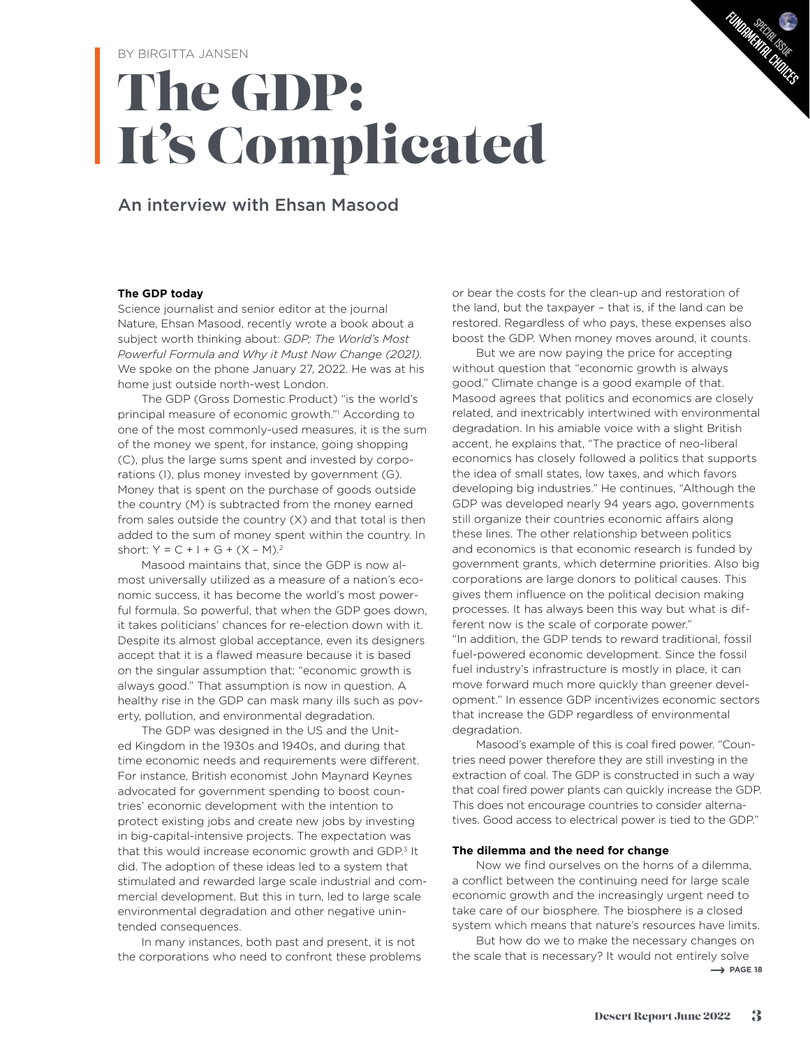BY BIRGITTA JANSEN

# The GDP: It's Complicated

## An interview with Ehsan Masood

**The GDP today**

Science journalist and senior editor at the journal Nature, Ehsan Masood, recently wrote a book about a subject worth thinking about: *GDP; The World's Most Powerful Formula and Why it Must Now Change (2021).* We spoke on the phone January 27, 2022. He was at his home just outside north-west London.

The GDP (Gross Domestic Product) "is the world's principal measure of economic growth."[1] According to one of the most commonly-used measures, it is the sum of the money we spent, for instance, going shopping (C), plus the large sums spent and invested by corporations (I), plus money invested by government (G). Money that is spent on the purchase of goods outside the country (M) is subtracted from the money earned from sales outside the country (X) and that total is then added to the sum of money spent within the country. In short: $Y = C + I + G + (X - M)$.[2]

Masood maintains that, since the GDP is now almost universally utilized as a measure of a nation's economic success, it has become the world's most powerful formula. So powerful, that when the GDP goes down, it takes politicians' chances for re-election down with it. Despite its almost global acceptance, even its designers accept that it is a flawed measure because it is based on the singular assumption that: "economic growth is always good." That assumption is now in question. A healthy rise in the GDP can mask many ills such as poverty, pollution, and environmental degradation.

The GDP was designed in the US and the United Kingdom in the 1930s and 1940s, and during that time economic needs and requirements were different. For instance, British economist John Maynard Keynes advocated for government spending to boost countries' economic development with the intention to protect existing jobs and create new jobs by investing in big-capital-intensive projects. The expectation was that this would increase economic growth and GDP.[3] It did. The adoption of these ideas led to a system that stimulated and rewarded large scale industrial and commercial development. But this in turn, led to large scale environmental degradation and other negative unintended consequences.

In many instances, both past and present, it is not the corporations who need to confront these problems or bear the costs for the clean-up and restoration of the land, but the taxpayer – that is, if the land can be restored. Regardless of who pays, these expenses also boost the GDP. When money moves around, it counts.

But we are now paying the price for accepting without question that "economic growth is always good." Climate change is a good example of that. Masood agrees that politics and economics are closely related, and inextricably intertwined with environmental degradation. In his amiable voice with a slight British accent, he explains that, "The practice of neo-liberal economics has closely followed a politics that supports the idea of small states, low taxes, and which favors developing big industries." He continues, "Although the GDP was developed nearly 94 years ago, governments still organize their countries economic affairs along these lines. The other relationship between politics and economics is that economic research is funded by government grants, which determine priorities. Also big corporations are large donors to political causes. This gives them influence on the political decision making processes. It has always been this way but what is different now is the scale of corporate power."

"In addition, the GDP tends to reward traditional, fossil fuel-powered economic development. Since the fossil fuel industry's infrastructure is mostly in place, it can move forward much more quickly than greener development." In essence GDP incentivizes economic sectors that increase the GDP regardless of environmental degradation.

Masood's example of this is coal fired power. "Countries need power therefore they are still investing in the extraction of coal. The GDP is constructed in such a way that coal fired power plants can quickly increase the GDP. This does not encourage countries to consider alternatives. Good access to electrical power is tied to the GDP."

**The dilemma and the need for change**

Now we find ourselves on the horns of a dilemma, a conflict between the continuing need for large scale economic growth and the increasingly urgent need to take care of our biosphere. The biosphere is a closed system which means that nature's resources have limits.

But how do we to make the necessary changes on the scale that is necessary? It would not entirely solve

→ PAGE 18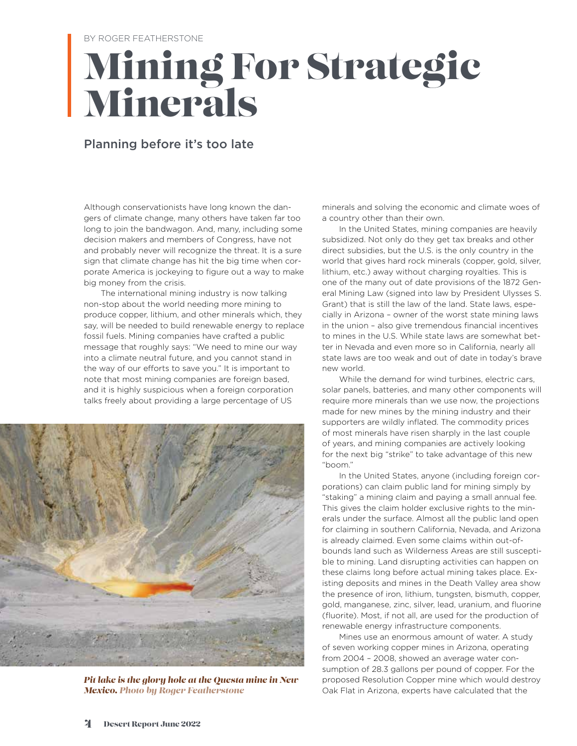BY ROGER FEATHERSTONE

# Mining For Strategic Minerals

## Planning before it's too late

Although conservationists have long known the dangers of climate change, many others have taken far too long to join the bandwagon. And, many, including some decision makers and members of Congress, have not and probably never will recognize the threat. It is a sure sign that climate change has hit the big time when corporate America is jockeying to figure out a way to make big money from the crisis.

The international mining industry is now talking non-stop about the world needing more mining to produce copper, lithium, and other minerals which, they say, will be needed to build renewable energy to replace fossil fuels. Mining companies have crafted a public message that roughly says: "We need to mine our way into a climate neutral future, and you cannot stand in the way of our efforts to save you." It is important to note that most mining companies are foreign based, and it is highly suspicious when a foreign corporation talks freely about providing a large percentage of US minerals and solving the economic and climate woes of a country other than their own.

*Pit lake is the glory hole at the Questa mine in New Mexico. Photo by Roger Featherstone*

In the United States, mining companies are heavily subsidized. Not only do they get tax breaks and other direct subsidies, but the U.S. is the only country in the world that gives hard rock minerals (copper, gold, silver, lithium, etc.) away without charging royalties. This is one of the many out of date provisions of the 1872 General Mining Law (signed into law by President Ulysses S. Grant) that is still the law of the land. State laws, especially in Arizona – owner of the worst state mining laws in the union – also give tremendous financial incentives to mines in the U.S. While state laws are somewhat better in Nevada and even more so in California, nearly all state laws are too weak and out of date in today's brave new world.

While the demand for wind turbines, electric cars, solar panels, batteries, and many other components will require more minerals than we use now, the projections made for new mines by the mining industry and their supporters are wildly inflated. The commodity prices of most minerals have risen sharply in the last couple of years, and mining companies are actively looking for the next big "strike" to take advantage of this new "boom."

In the United States, anyone (including foreign corporations) can claim public land for mining simply by "staking" a mining claim and paying a small annual fee. This gives the claim holder exclusive rights to the minerals under the surface. Almost all the public land open for claiming in southern California, Nevada, and Arizona is already claimed. Even some claims within out-of-bounds land such as Wilderness Areas are still susceptible to mining. Land disrupting activities can happen on these claims long before actual mining takes place. Existing deposits and mines in the Death Valley area show the presence of iron, lithium, tungsten, bismuth, copper, gold, manganese, zinc, silver, lead, uranium, and fluorine (fluorite). Most, if not all, are used for the production of renewable energy infrastructure components.

Mines use an enormous amount of water. A study of seven working copper mines in Arizona, operating from 2004 – 2008, showed an average water consumption of 28.3 gallons per pound of copper. For the proposed Resolution Copper mine which would destroy Oak Flat in Arizona, experts have calculated that the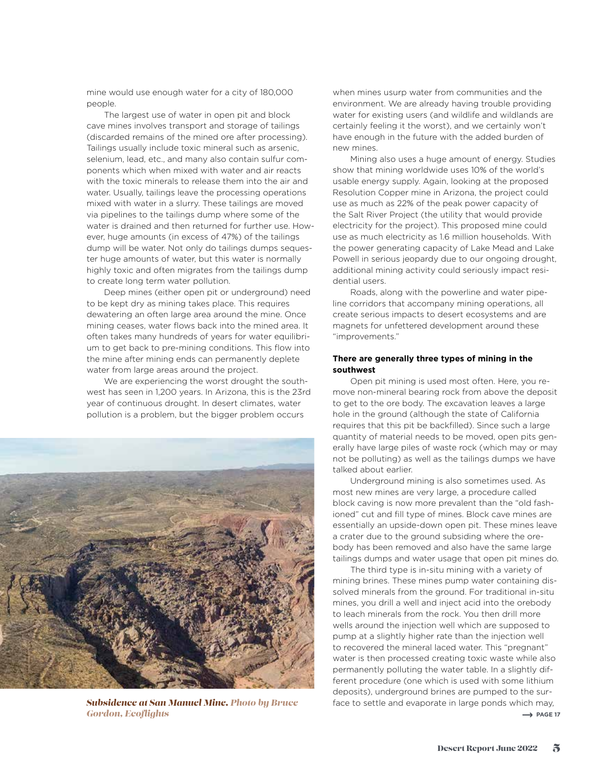mine would use enough water for a city of 180,000 people.

The largest use of water in open pit and block cave mines involves transport and storage of tailings (discarded remains of the mined ore after processing). Tailings usually include toxic mineral such as arsenic, selenium, lead, etc., and many also contain sulfur components which when mixed with water and air reacts with the toxic minerals to release them into the air and water. Usually, tailings leave the processing operations mixed with water in a slurry. These tailings are moved via pipelines to the tailings dump where some of the water is drained and then returned for further use. However, huge amounts (in excess of 47%) of the tailings dump will be water. Not only do tailings dumps sequester huge amounts of water, but this water is normally highly toxic and often migrates from the tailings dump to create long term water pollution.

Deep mines (either open pit or underground) need to be kept dry as mining takes place. This requires dewatering an often large area around the mine. Once mining ceases, water flows back into the mined area. It often takes many hundreds of years for water equilibrium to get back to pre-mining conditions. This flow into the mine after mining ends can permanently deplete water from large areas around the project.

We are experiencing the worst drought the southwest has seen in 1,200 years. In Arizona, this is the 23rd year of continuous drought. In desert climates, water pollution is a problem, but the bigger problem occurs

*Subsidence at San Manuel Mine. Photo by Bruce Gordon, Ecoflights*

when mines usurp water from communities and the environment. We are already having trouble providing water for existing users (and wildlife and wildlands are certainly feeling it the worst), and we certainly won't have enough in the future with the added burden of new mines.

Mining also uses a huge amount of energy. Studies show that mining worldwide uses 10% of the world's usable energy supply. Again, looking at the proposed Resolution Copper mine in Arizona, the project could use as much as 22% of the peak power capacity of the Salt River Project (the utility that would provide electricity for the project). This proposed mine could use as much electricity as 1.6 million households. With the power generating capacity of Lake Mead and Lake Powell in serious jeopardy due to our ongoing drought, additional mining activity could seriously impact residential users.

Roads, along with the powerline and water pipeline corridors that accompany mining operations, all create serious impacts to desert ecosystems and are magnets for unfettered development around these "improvements."

**There are generally three types of mining in the southwest**

Open pit mining is used most often. Here, you remove non-mineral bearing rock from above the deposit to get to the ore body. The excavation leaves a large hole in the ground (although the state of California requires that this pit be backfilled). Since such a large quantity of material needs to be moved, open pits generally have large piles of waste rock (which may or may not be polluting) as well as the tailings dumps we have talked about earlier.

Underground mining is also sometimes used. As most new mines are very large, a procedure called block caving is now more prevalent than the "old fashioned" cut and fill type of mines. Block cave mines are essentially an upside-down open pit. These mines leave a crater due to the ground subsiding where the orebody has been removed and also have the same large tailings dumps and water usage that open pit mines do.

The third type is in-situ mining with a variety of mining brines. These mines pump water containing dissolved minerals from the ground. For traditional in-situ mines, you drill a well and inject acid into the orebody to leach minerals from the rock. You then drill more wells around the injection well which are supposed to pump at a slightly higher rate than the injection well to recovered the mineral laced water. This "pregnant" water is then processed creating toxic waste while also permanently polluting the water table. In a slightly different procedure (one which is used with some lithium deposits), underground brines are pumped to the surface to settle and evaporate in large ponds which may,

→ PAGE 17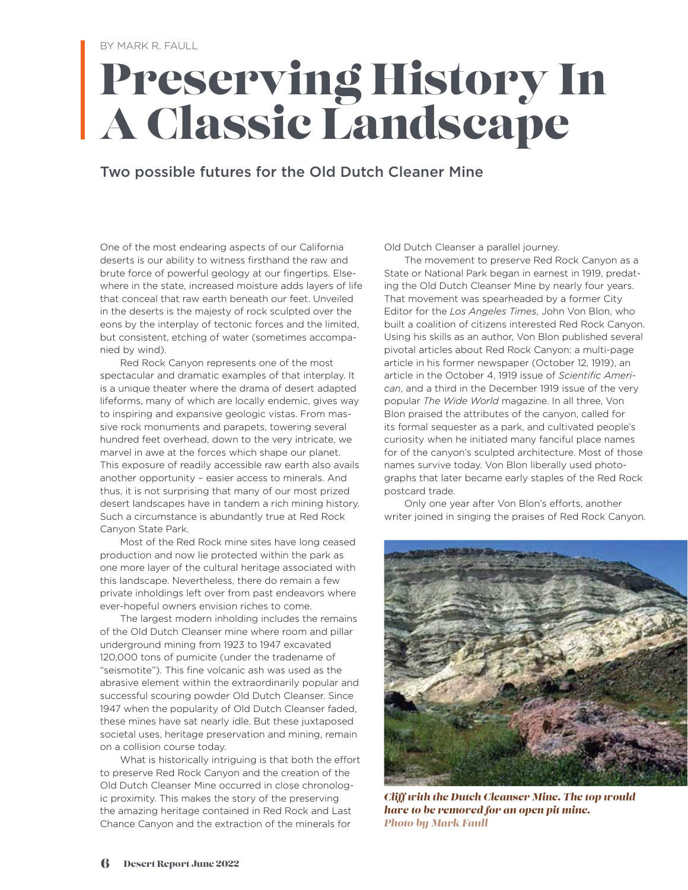BY MARK R. FAULL

# Preserving History In A Classic Landscape

## Two possible futures for the Old Dutch Cleaner Mine

One of the most endearing aspects of our California deserts is our ability to witness firsthand the raw and brute force of powerful geology at our fingertips. Elsewhere in the state, increased moisture adds layers of life that conceal that raw earth beneath our feet. Unveiled in the deserts is the majesty of rock sculpted over the eons by the interplay of tectonic forces and the limited, but consistent, etching of water (sometimes accompanied by wind).

Red Rock Canyon represents one of the most spectacular and dramatic examples of that interplay. It is a unique theater where the drama of desert adapted lifeforms, many of which are locally endemic, gives way to inspiring and expansive geologic vistas. From massive rock monuments and parapets, towering several hundred feet overhead, down to the very intricate, we marvel in awe at the forces which shape our planet. This exposure of readily accessible raw earth also avails another opportunity – easier access to minerals. And thus, it is not surprising that many of our most prized desert landscapes have in tandem a rich mining history. Such a circumstance is abundantly true at Red Rock Canyon State Park.

Most of the Red Rock mine sites have long ceased production and now lie protected within the park as one more layer of the cultural heritage associated with this landscape. Nevertheless, there do remain a few private inholdings left over from past endeavors where ever-hopeful owners envision riches to come.

The largest modern inholding includes the remains of the Old Dutch Cleanser mine where room and pillar underground mining from 1923 to 1947 excavated 120,000 tons of pumicite (under the tradename of "seismotite"). This fine volcanic ash was used as the abrasive element within the extraordinarily popular and successful scouring powder Old Dutch Cleanser. Since 1947 when the popularity of Old Dutch Cleanser faded, these mines have sat nearly idle. But these juxtaposed societal uses, heritage preservation and mining, remain on a collision course today.

What is historically intriguing is that both the effort to preserve Red Rock Canyon and the creation of the Old Dutch Cleanser Mine occurred in close chronologic proximity. This makes the story of the preserving the amazing heritage contained in Red Rock and Last Chance Canyon and the extraction of the minerals for Old Dutch Cleanser a parallel journey.

The movement to preserve Red Rock Canyon as a State or National Park began in earnest in 1919, predating the Old Dutch Cleanser Mine by nearly four years. That movement was spearheaded by a former City Editor for the *Los Angeles Times*, John Von Blon, who built a coalition of citizens interested Red Rock Canyon. Using his skills as an author, Von Blon published several pivotal articles about Red Rock Canyon: a multi-page article in his former newspaper (October 12, 1919), an article in the October 4, 1919 issue of *Scientific American*, and a third in the December 1919 issue of the very popular *The Wide World* magazine. In all three, Von Blon praised the attributes of the canyon, called for its formal sequester as a park, and cultivated people's curiosity when he initiated many fanciful place names for of the canyon's sculpted architecture. Most of those names survive today. Von Blon liberally used photographs that later became early staples of the Red Rock postcard trade.

Only one year after Von Blon's efforts, another writer joined in singing the praises of Red Rock Canyon.

*Cliff with the Dutch Cleanser Mine. The top would have to be removed for an open pit mine.*
*Photo by Mark Faull*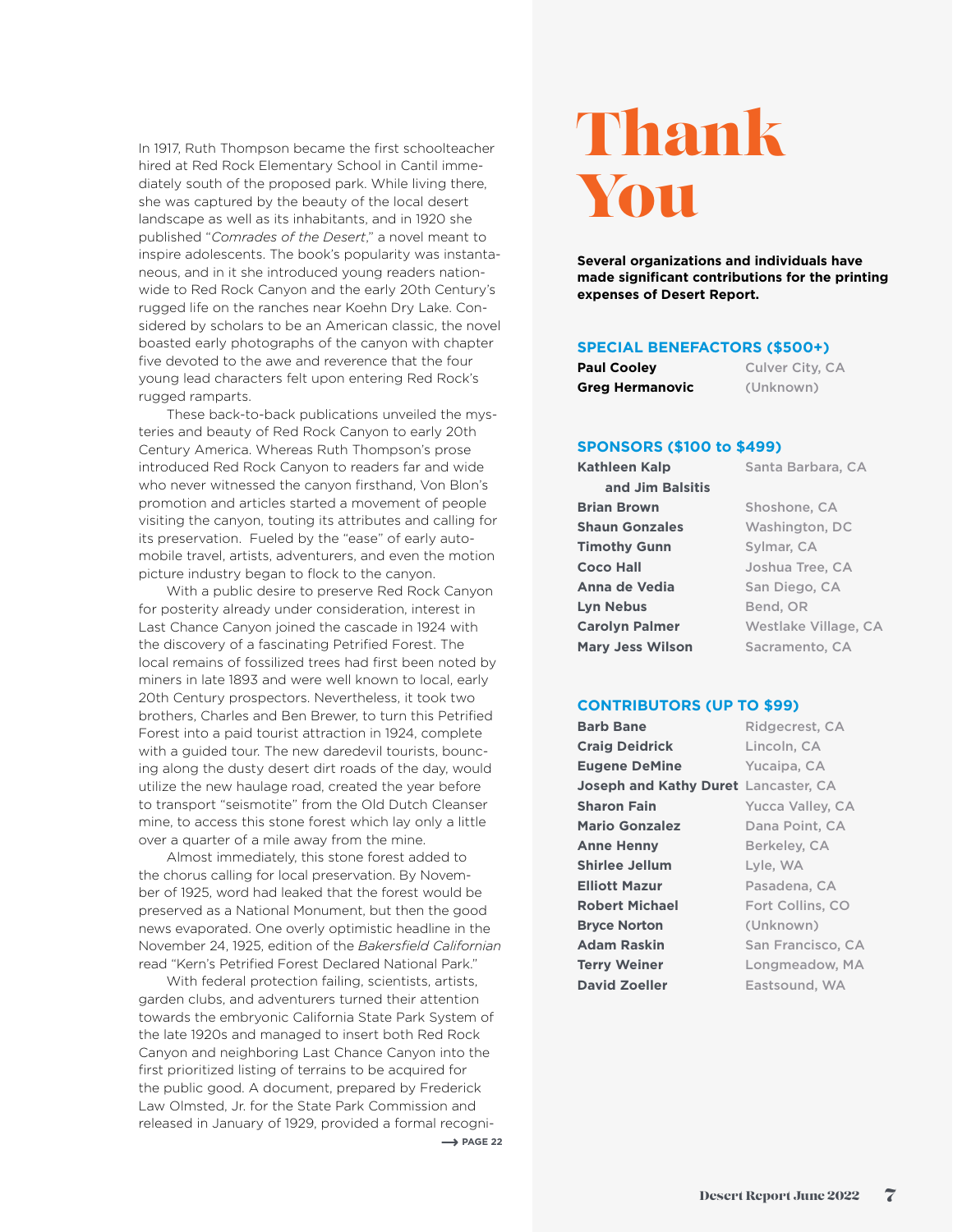In 1917, Ruth Thompson became the first schoolteacher hired at Red Rock Elementary School in Cantil immediately south of the proposed park. While living there, she was captured by the beauty of the local desert landscape as well as its inhabitants, and in 1920 she published "*Comrades of the Desert*," a novel meant to inspire adolescents. The book's popularity was instantaneous, and in it she introduced young readers nationwide to Red Rock Canyon and the early 20th Century's rugged life on the ranches near Koehn Dry Lake. Considered by scholars to be an American classic, the novel boasted early photographs of the canyon with chapter five devoted to the awe and reverence that the four young lead characters felt upon entering Red Rock's rugged ramparts.

These back-to-back publications unveiled the mysteries and beauty of Red Rock Canyon to early 20th Century America. Whereas Ruth Thompson's prose introduced Red Rock Canyon to readers far and wide who never witnessed the canyon firsthand, Von Blon's promotion and articles started a movement of people visiting the canyon, touting its attributes and calling for its preservation. Fueled by the "ease" of early automobile travel, artists, adventurers, and even the motion picture industry began to flock to the canyon.

With a public desire to preserve Red Rock Canyon for posterity already under consideration, interest in Last Chance Canyon joined the cascade in 1924 with the discovery of a fascinating Petrified Forest. The local remains of fossilized trees had first been noted by miners in late 1893 and were well known to local, early 20th Century prospectors. Nevertheless, it took two brothers, Charles and Ben Brewer, to turn this Petrified Forest into a paid tourist attraction in 1924, complete with a guided tour. The new daredevil tourists, bouncing along the dusty desert dirt roads of the day, would utilize the new haulage road, created the year before to transport "seismotite" from the Old Dutch Cleanser mine, to access this stone forest which lay only a little over a quarter of a mile away from the mine.

Almost immediately, this stone forest added to the chorus calling for local preservation. By November of 1925, word had leaked that the forest would be preserved as a National Monument, but then the good news evaporated. One overly optimistic headline in the November 24, 1925, edition of the *Bakersfield Californian* read "Kern's Petrified Forest Declared National Park."

With federal protection failing, scientists, artists, garden clubs, and adventurers turned their attention towards the embryonic California State Park System of the late 1920s and managed to insert both Red Rock Canyon and neighboring Last Chance Canyon into the first prioritized listing of terrains to be acquired for the public good. A document, prepared by Frederick Law Olmsted, Jr. for the State Park Commission and released in January of 1929, provided a formal recogni-

→ PAGE 22

# Thank You

**Several organizations and individuals have made significant contributions for the printing expenses of Desert Report.**

## SPECIAL BENEFACTORS ($500+)

| | |
|---|---|
| **Paul Cooley** | Culver City, CA |
| **Greg Hermanovic** | (Unknown) |

## SPONSORS ($100 to $499)

| | |
|---|---|
| **Kathleen Kalp and Jim Balsitis** | Santa Barbara, CA |
| **Brian Brown** | Shoshone, CA |
| **Shaun Gonzales** | Washington, DC |
| **Timothy Gunn** | Sylmar, CA |
| **Coco Hall** | Joshua Tree, CA |
| **Anna de Vedia** | San Diego, CA |
| **Lyn Nebus** | Bend, OR |
| **Carolyn Palmer** | Westlake Village, CA |
| **Mary Jess Wilson** | Sacramento, CA |

## CONTRIBUTORS (UP TO $99)

| | |
|---|---|
| **Barb Bane** | Ridgecrest, CA |
| **Craig Deidrick** | Lincoln, CA |
| **Eugene DeMine** | Yucaipa, CA |
| **Joseph and Kathy Duret** | Lancaster, CA |
| **Sharon Fain** | Yucca Valley, CA |
| **Mario Gonzalez** | Dana Point, CA |
| **Anne Henny** | Berkeley, CA |
| **Shirlee Jellum** | Lyle, WA |
| **Elliott Mazur** | Pasadena, CA |
| **Robert Michael** | Fort Collins, CO |
| **Bryce Norton** | (Unknown) |
| **Adam Raskin** | San Francisco, CA |
| **Terry Weiner** | Longmeadow, MA |
| **David Zoeller** | Eastsound, WA |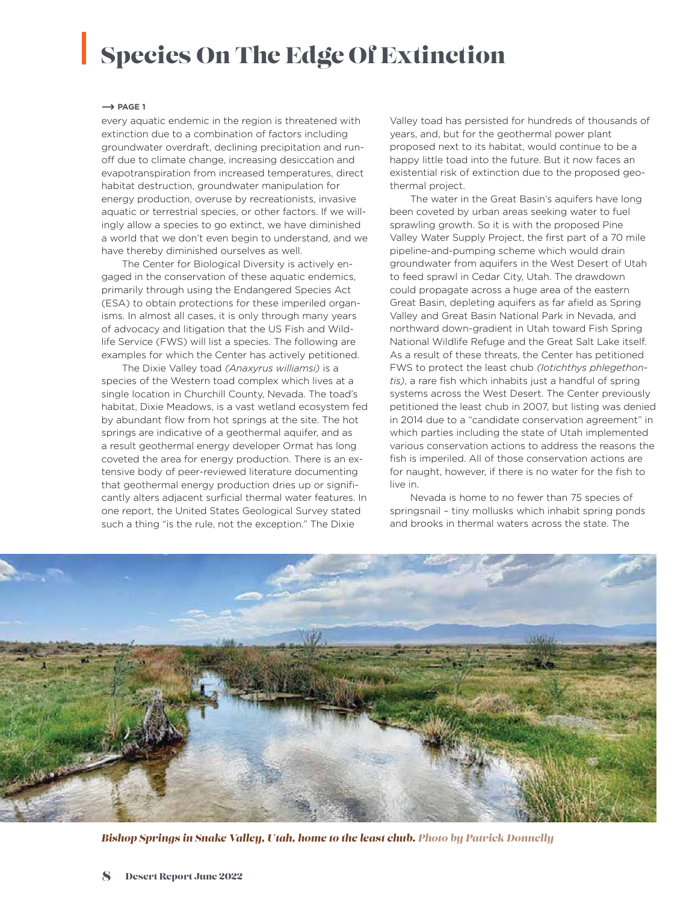# Species On The Edge Of Extinction

→ PAGE 1

every aquatic endemic in the region is threatened with extinction due to a combination of factors including groundwater overdraft, declining precipitation and runoff due to climate change, increasing desiccation and evapotranspiration from increased temperatures, direct habitat destruction, groundwater manipulation for energy production, overuse by recreationists, invasive aquatic or terrestrial species, or other factors. If we willingly allow a species to go extinct, we have diminished a world that we don't even begin to understand, and we have thereby diminished ourselves as well.

The Center for Biological Diversity is actively engaged in the conservation of these aquatic endemics, primarily through using the Endangered Species Act (ESA) to obtain protections for these imperiled organisms. In almost all cases, it is only through many years of advocacy and litigation that the US Fish and Wildlife Service (FWS) will list a species. The following are examples for which the Center has actively petitioned.

The Dixie Valley toad *(Anaxyrus williamsi)* is a species of the Western toad complex which lives at a single location in Churchill County, Nevada. The toad's habitat, Dixie Meadows, is a vast wetland ecosystem fed by abundant flow from hot springs at the site. The hot springs are indicative of a geothermal aquifer, and as a result geothermal energy developer Ormat has long coveted the area for energy production. There is an extensive body of peer-reviewed literature documenting that geothermal energy production dries up or significantly alters adjacent surficial thermal water features. In one report, the United States Geological Survey stated such a thing "is the rule, not the exception." The Dixie Valley toad has persisted for hundreds of thousands of years, and, but for the geothermal power plant proposed next to its habitat, would continue to be a happy little toad into the future. But it now faces an existential risk of extinction due to the proposed geothermal project.

The water in the Great Basin's aquifers have long been coveted by urban areas seeking water to fuel sprawling growth. So it is with the proposed Pine Valley Water Supply Project, the first part of a 70 mile pipeline-and-pumping scheme which would drain groundwater from aquifers in the West Desert of Utah to feed sprawl in Cedar City, Utah. The drawdown could propagate across a huge area of the eastern Great Basin, depleting aquifers as far afield as Spring Valley and Great Basin National Park in Nevada, and northward down-gradient in Utah toward Fish Spring National Wildlife Refuge and the Great Salt Lake itself. As a result of these threats, the Center has petitioned FWS to protect the least chub *(Iotichthys phlegethontis)*, a rare fish which inhabits just a handful of spring systems across the West Desert. The Center previously petitioned the least chub in 2007, but listing was denied in 2014 due to a "candidate conservation agreement" in which parties including the state of Utah implemented various conservation actions to address the reasons the fish is imperiled. All of those conservation actions are for naught, however, if there is no water for the fish to live in.

Nevada is home to no fewer than 75 species of springsnail – tiny mollusks which inhabit spring ponds and brooks in thermal waters across the state. The

*Bishop Springs in Snake Valley, Utah, home to the least chub. Photo by Patrick Donnelly*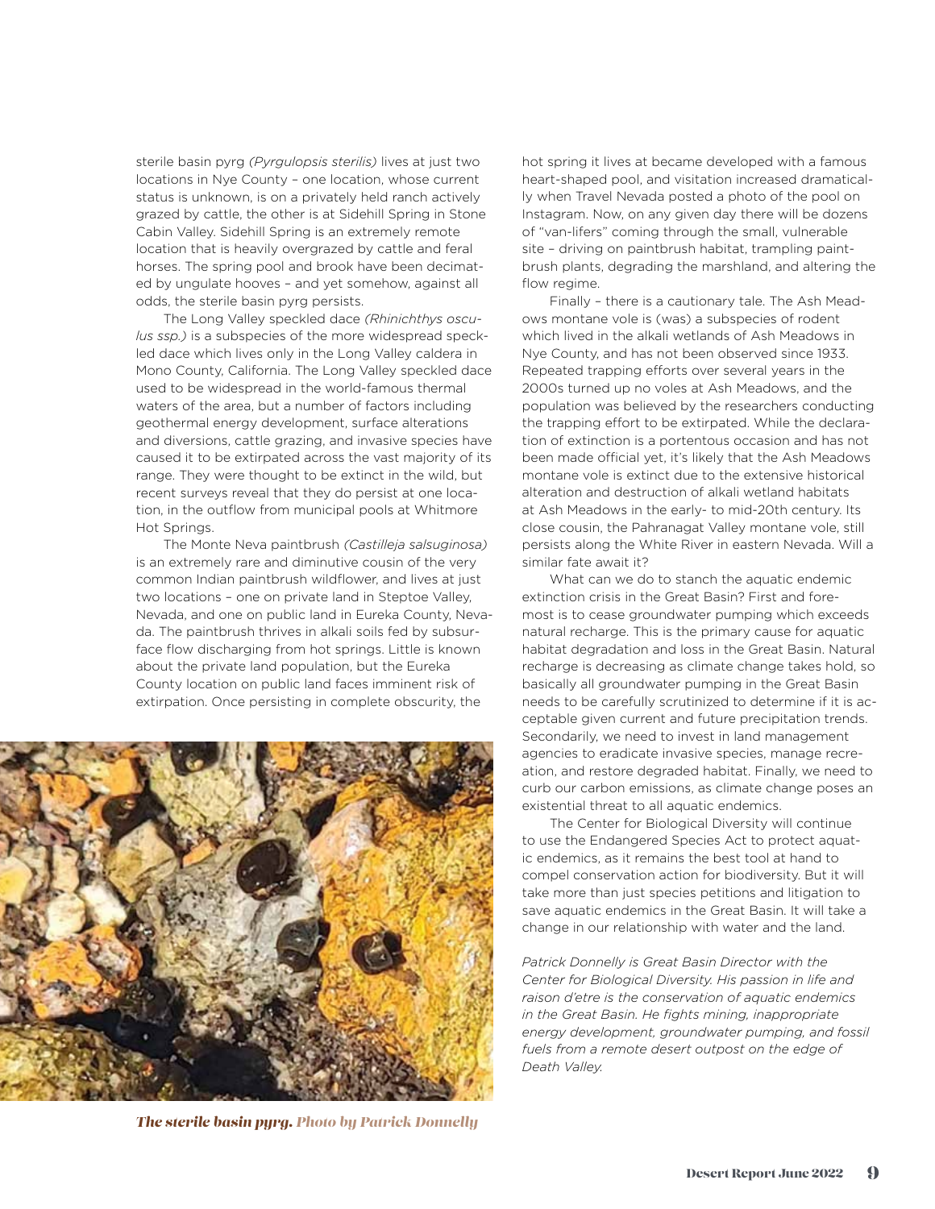sterile basin pyrg *(Pyrgulopsis sterilis)* lives at just two locations in Nye County – one location, whose current status is unknown, is on a privately held ranch actively grazed by cattle, the other is at Sidehill Spring in Stone Cabin Valley. Sidehill Spring is an extremely remote location that is heavily overgrazed by cattle and feral horses. The spring pool and brook have been decimated by ungulate hooves – and yet somehow, against all odds, the sterile basin pyrg persists.

The Long Valley speckled dace *(Rhinichthys osculus ssp.)* is a subspecies of the more widespread speckled dace which lives only in the Long Valley caldera in Mono County, California. The Long Valley speckled dace used to be widespread in the world-famous thermal waters of the area, but a number of factors including geothermal energy development, surface alterations and diversions, cattle grazing, and invasive species have caused it to be extirpated across the vast majority of its range. They were thought to be extinct in the wild, but recent surveys reveal that they do persist at one location, in the outflow from municipal pools at Whitmore Hot Springs.

The Monte Neva paintbrush *(Castilleja salsuginosa)* is an extremely rare and diminutive cousin of the very common Indian paintbrush wildflower, and lives at just two locations – one on private land in Steptoe Valley, Nevada, and one on public land in Eureka County, Nevada. The paintbrush thrives in alkali soils fed by subsurface flow discharging from hot springs. Little is known about the private land population, but the Eureka County location on public land faces imminent risk of extirpation. Once persisting in complete obscurity, the hot spring it lives at became developed with a famous heart-shaped pool, and visitation increased dramatically when Travel Nevada posted a photo of the pool on Instagram. Now, on any given day there will be dozens of "van-lifers" coming through the small, vulnerable site – driving on paintbrush habitat, trampling paintbrush plants, degrading the marshland, and altering the flow regime.

*The sterile basin pyrg. Photo by Patrick Donnelly*

Finally – there is a cautionary tale. The Ash Meadows montane vole is (was) a subspecies of rodent which lived in the alkali wetlands of Ash Meadows in Nye County, and has not been observed since 1933. Repeated trapping efforts over several years in the 2000s turned up no voles at Ash Meadows, and the population was believed by the researchers conducting the trapping effort to be extirpated. While the declaration of extinction is a portentous occasion and has not been made official yet, it's likely that the Ash Meadows montane vole is extinct due to the extensive historical alteration and destruction of alkali wetland habitats at Ash Meadows in the early- to mid-20th century. Its close cousin, the Pahranagat Valley montane vole, still persists along the White River in eastern Nevada. Will a similar fate await it?

What can we do to stanch the aquatic endemic extinction crisis in the Great Basin? First and foremost is to cease groundwater pumping which exceeds natural recharge. This is the primary cause for aquatic habitat degradation and loss in the Great Basin. Natural recharge is decreasing as climate change takes hold, so basically all groundwater pumping in the Great Basin needs to be carefully scrutinized to determine if it is acceptable given current and future precipitation trends. Secondarily, we need to invest in land management agencies to eradicate invasive species, manage recreation, and restore degraded habitat. Finally, we need to curb our carbon emissions, as climate change poses an existential threat to all aquatic endemics.

The Center for Biological Diversity will continue to use the Endangered Species Act to protect aquatic endemics, as it remains the best tool at hand to compel conservation action for biodiversity. But it will take more than just species petitions and litigation to save aquatic endemics in the Great Basin. It will take a change in our relationship with water and the land.

*Patrick Donnelly is Great Basin Director with the Center for Biological Diversity. His passion in life and raison d'etre is the conservation of aquatic endemics in the Great Basin. He fights mining, inappropriate energy development, groundwater pumping, and fossil fuels from a remote desert outpost on the edge of Death Valley.*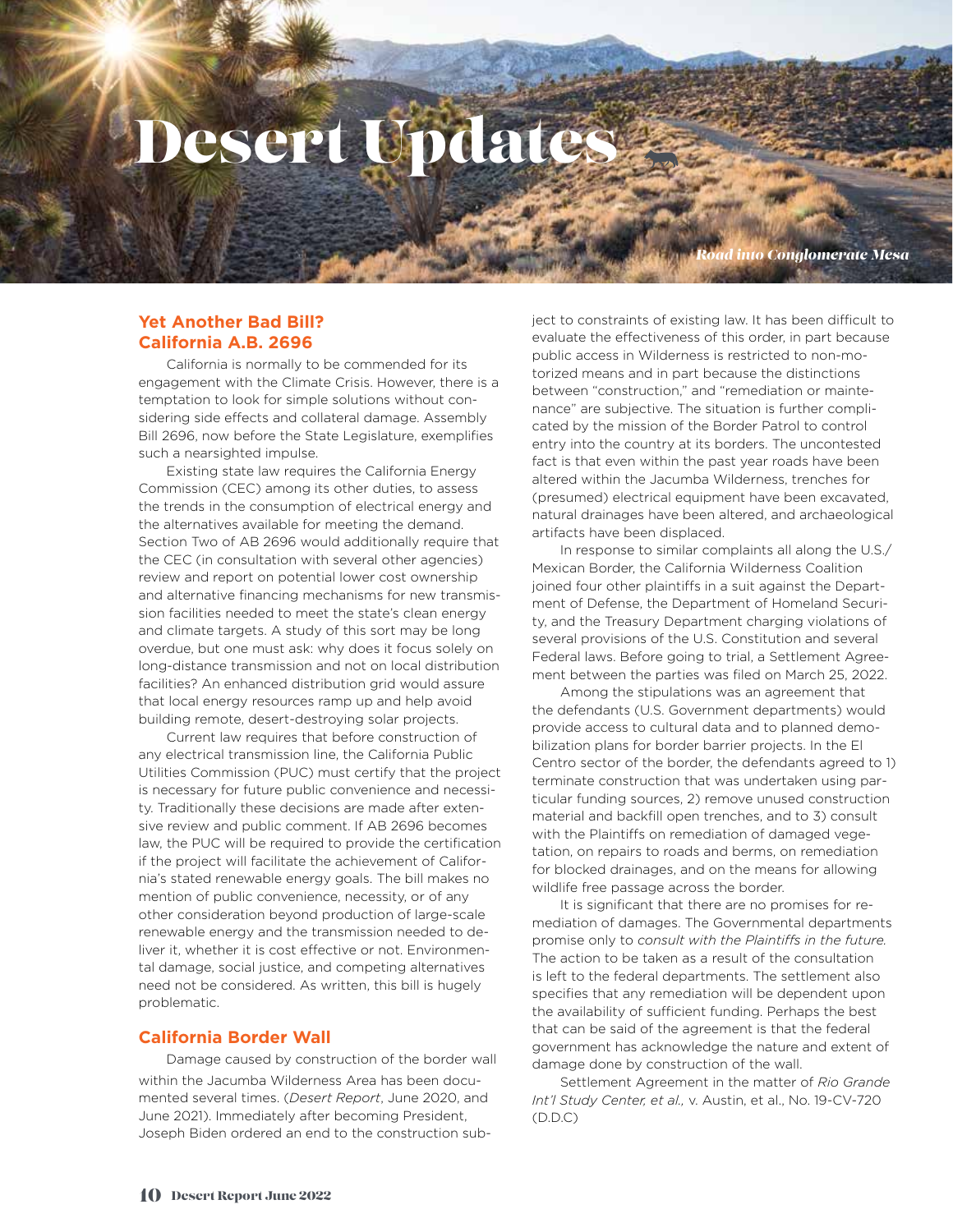# Desert Updates

*Road into Conglomerate Mesa*

## Yet Another Bad Bill? California A.B. 2696

California is normally to be commended for its engagement with the Climate Crisis. However, there is a temptation to look for simple solutions without considering side effects and collateral damage. Assembly Bill 2696, now before the State Legislature, exemplifies such a nearsighted impulse.

Existing state law requires the California Energy Commission (CEC) among its other duties, to assess the trends in the consumption of electrical energy and the alternatives available for meeting the demand. Section Two of AB 2696 would additionally require that the CEC (in consultation with several other agencies) review and report on potential lower cost ownership and alternative financing mechanisms for new transmission facilities needed to meet the state's clean energy and climate targets. A study of this sort may be long overdue, but one must ask: why does it focus solely on long-distance transmission and not on local distribution facilities? An enhanced distribution grid would assure that local energy resources ramp up and help avoid building remote, desert-destroying solar projects.

Current law requires that before construction of any electrical transmission line, the California Public Utilities Commission (PUC) must certify that the project is necessary for future public convenience and necessity. Traditionally these decisions are made after extensive review and public comment. If AB 2696 becomes law, the PUC will be required to provide the certification if the project will facilitate the achievement of California's stated renewable energy goals. The bill makes no mention of public convenience, necessity, or of any other consideration beyond production of large-scale renewable energy and the transmission needed to deliver it, whether it is cost effective or not. Environmental damage, social justice, and competing alternatives need not be considered. As written, this bill is hugely problematic.

## California Border Wall

Damage caused by construction of the border wall within the Jacumba Wilderness Area has been documented several times. (*Desert Report*, June 2020, and June 2021). Immediately after becoming President, Joseph Biden ordered an end to the construction subject to constraints of existing law. It has been difficult to evaluate the effectiveness of this order, in part because public access in Wilderness is restricted to non-motorized means and in part because the distinctions between "construction," and "remediation or maintenance" are subjective. The situation is further complicated by the mission of the Border Patrol to control entry into the country at its borders. The uncontested fact is that even within the past year roads have been altered within the Jacumba Wilderness, trenches for (presumed) electrical equipment have been excavated, natural drainages have been altered, and archaeological artifacts have been displaced.

In response to similar complaints all along the U.S./Mexican Border, the California Wilderness Coalition joined four other plaintiffs in a suit against the Department of Defense, the Department of Homeland Security, and the Treasury Department charging violations of several provisions of the U.S. Constitution and several Federal laws. Before going to trial, a Settlement Agreement between the parties was filed on March 25, 2022.

Among the stipulations was an agreement that the defendants (U.S. Government departments) would provide access to cultural data and to planned demobilization plans for border barrier projects. In the El Centro sector of the border, the defendants agreed to 1) terminate construction that was undertaken using particular funding sources, 2) remove unused construction material and backfill open trenches, and to 3) consult with the Plaintiffs on remediation of damaged vegetation, on repairs to roads and berms, on remediation for blocked drainages, and on the means for allowing wildlife free passage across the border.

It is significant that there are no promises for remediation of damages. The Governmental departments promise only to *consult with the Plaintiffs in the future.* The action to be taken as a result of the consultation is left to the federal departments. The settlement also specifies that any remediation will be dependent upon the availability of sufficient funding. Perhaps the best that can be said of the agreement is that the federal government has acknowledge the nature and extent of damage done by construction of the wall.

Settlement Agreement in the matter of *Rio Grande Int'l Study Center, et al.,* v. Austin, et al., No. 19-CV-720 (D.D.C)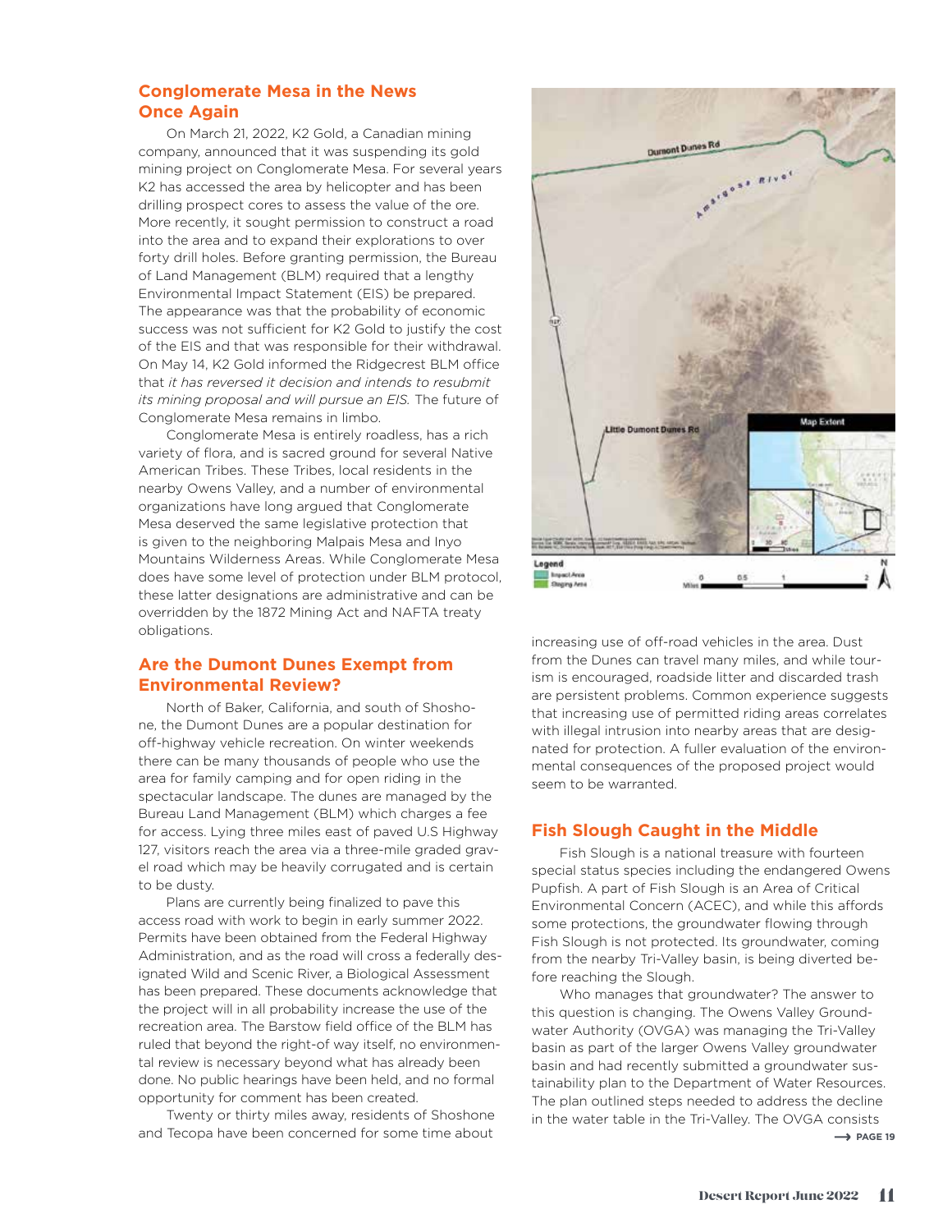## Conglomerate Mesa in the News Once Again

On March 21, 2022, K2 Gold, a Canadian mining company, announced that it was suspending its gold mining project on Conglomerate Mesa. For several years K2 has accessed the area by helicopter and has been drilling prospect cores to assess the value of the ore. More recently, it sought permission to construct a road into the area and to expand their explorations to over forty drill holes. Before granting permission, the Bureau of Land Management (BLM) required that a lengthy Environmental Impact Statement (EIS) be prepared. The appearance was that the probability of economic success was not sufficient for K2 Gold to justify the cost of the EIS and that was responsible for their withdrawal. On May 14, K2 Gold informed the Ridgecrest BLM office that *it has reversed it decision and intends to resubmit its mining proposal and will pursue an EIS.* The future of Conglomerate Mesa remains in limbo.

Conglomerate Mesa is entirely roadless, has a rich variety of flora, and is sacred ground for several Native American Tribes. These Tribes, local residents in the nearby Owens Valley, and a number of environmental organizations have long argued that Conglomerate Mesa deserved the same legislative protection that is given to the neighboring Malpais Mesa and Inyo Mountains Wilderness Areas. While Conglomerate Mesa does have some level of protection under BLM protocol, these latter designations are administrative and can be overridden by the 1872 Mining Act and NAFTA treaty obligations.

## Are the Dumont Dunes Exempt from Environmental Review?

North of Baker, California, and south of Shoshone, the Dumont Dunes are a popular destination for off-highway vehicle recreation. On winter weekends there can be many thousands of people who use the area for family camping and for open riding in the spectacular landscape. The dunes are managed by the Bureau Land Management (BLM) which charges a fee for access. Lying three miles east of paved U.S Highway 127, visitors reach the area via a three-mile graded gravel road which may be heavily corrugated and is certain to be dusty.

Plans are currently being finalized to pave this access road with work to begin in early summer 2022. Permits have been obtained from the Federal Highway Administration, and as the road will cross a federally designated Wild and Scenic River, a Biological Assessment has been prepared. These documents acknowledge that the project will in all probability increase the use of the recreation area. The Barstow field office of the BLM has ruled that beyond the right-of way itself, no environmental review is necessary beyond what has already been done. No public hearings have been held, and no formal opportunity for comment has been created.

Twenty or thirty miles away, residents of Shoshone and Tecopa have been concerned for some time about increasing use of off-road vehicles in the area. Dust from the Dunes can travel many miles, and while tourism is encouraged, roadside litter and discarded trash are persistent problems. Common experience suggests that increasing use of permitted riding areas correlates with illegal intrusion into nearby areas that are designated for protection. A fuller evaluation of the environmental consequences of the proposed project would seem to be warranted.

Dumont Dunes Rd · Amargosa River · 127 · Little Dumont Dunes Rd · Map Extent

Legend: Impact Area · Staging Area

Miles 0 · 0.5 · 1 · 2 · N

## Fish Slough Caught in the Middle

Fish Slough is a national treasure with fourteen special status species including the endangered Owens Pupfish. A part of Fish Slough is an Area of Critical Environmental Concern (ACEC), and while this affords some protections, the groundwater flowing through Fish Slough is not protected. Its groundwater, coming from the nearby Tri-Valley basin, is being diverted before reaching the Slough.

Who manages that groundwater? The answer to this question is changing. The Owens Valley Groundwater Authority (OVGA) was managing the Tri-Valley basin as part of the larger Owens Valley groundwater basin and had recently submitted a groundwater sustainability plan to the Department of Water Resources. The plan outlined steps needed to address the decline in the water table in the Tri-Valley. The OVGA consists

→ PAGE 19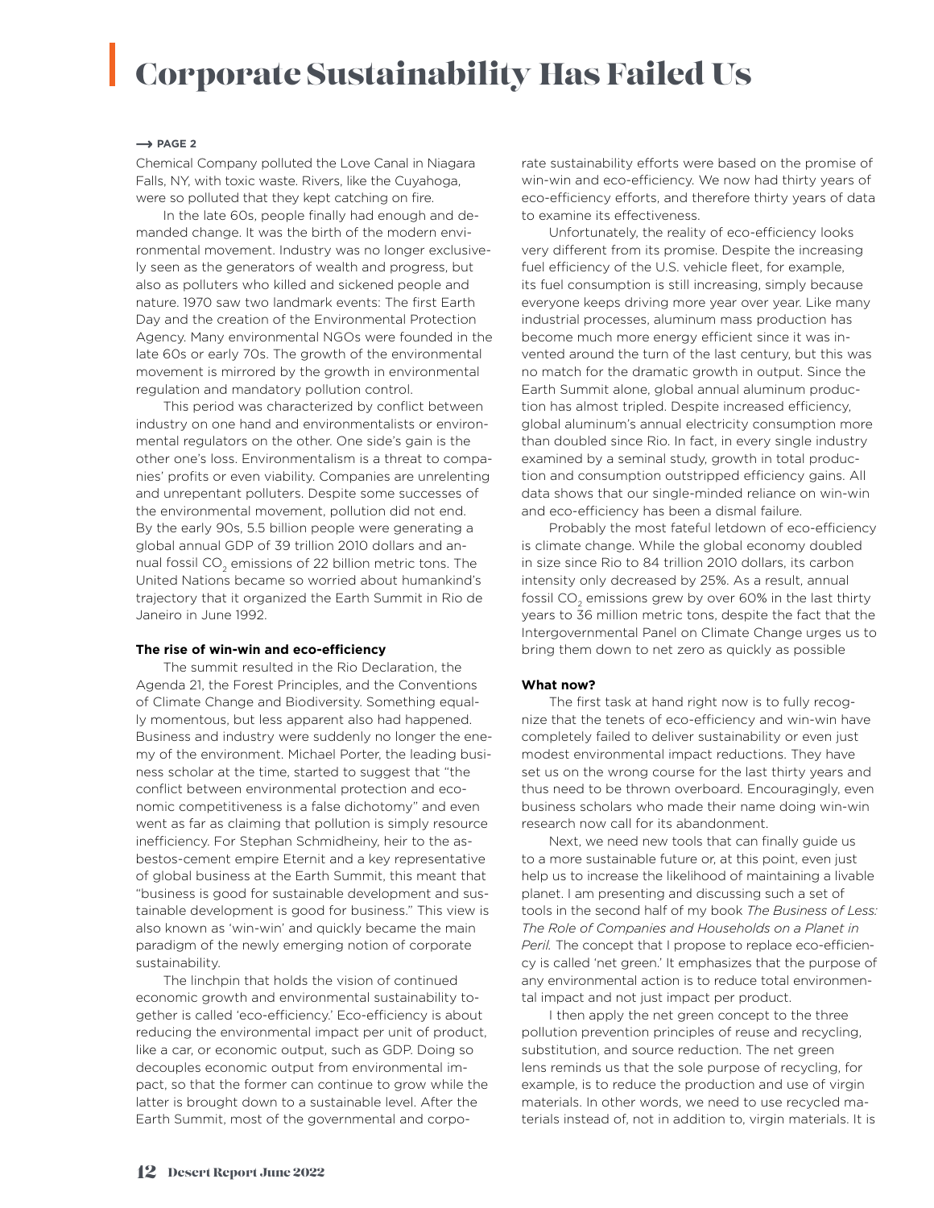# Corporate Sustainability Has Failed Us

→ PAGE 2

Chemical Company polluted the Love Canal in Niagara Falls, NY, with toxic waste. Rivers, like the Cuyahoga, were so polluted that they kept catching on fire.

In the late 60s, people finally had enough and demanded change. It was the birth of the modern environmental movement. Industry was no longer exclusively seen as the generators of wealth and progress, but also as polluters who killed and sickened people and nature. 1970 saw two landmark events: The first Earth Day and the creation of the Environmental Protection Agency. Many environmental NGOs were founded in the late 60s or early 70s. The growth of the environmental movement is mirrored by the growth in environmental regulation and mandatory pollution control.

This period was characterized by conflict between industry on one hand and environmentalists or environmental regulators on the other. One side's gain is the other one's loss. Environmentalism is a threat to companies' profits or even viability. Companies are unrelenting and unrepentant polluters. Despite some successes of the environmental movement, pollution did not end. By the early 90s, 5.5 billion people were generating a global annual GDP of 39 trillion 2010 dollars and annual fossil $CO_2$ emissions of 22 billion metric tons. The United Nations became so worried about humankind's trajectory that it organized the Earth Summit in Rio de Janeiro in June 1992.

**The rise of win-win and eco-efficiency**

The summit resulted in the Rio Declaration, the Agenda 21, the Forest Principles, and the Conventions of Climate Change and Biodiversity. Something equally momentous, but less apparent also had happened. Business and industry were suddenly no longer the enemy of the environment. Michael Porter, the leading business scholar at the time, started to suggest that "the conflict between environmental protection and economic competitiveness is a false dichotomy" and even went as far as claiming that pollution is simply resource inefficiency. For Stephan Schmidheiny, heir to the asbestos-cement empire Eternit and a key representative of global business at the Earth Summit, this meant that "business is good for sustainable development and sustainable development is good for business." This view is also known as 'win-win' and quickly became the main paradigm of the newly emerging notion of corporate sustainability.

The linchpin that holds the vision of continued economic growth and environmental sustainability together is called 'eco-efficiency.' Eco-efficiency is about reducing the environmental impact per unit of product, like a car, or economic output, such as GDP. Doing so decouples economic output from environmental impact, so that the former can continue to grow while the latter is brought down to a sustainable level. After the Earth Summit, most of the governmental and corporate sustainability efforts were based on the promise of win-win and eco-efficiency. We now had thirty years of eco-efficiency efforts, and therefore thirty years of data to examine its effectiveness.

Unfortunately, the reality of eco-efficiency looks very different from its promise. Despite the increasing fuel efficiency of the U.S. vehicle fleet, for example, its fuel consumption is still increasing, simply because everyone keeps driving more year over year. Like many industrial processes, aluminum mass production has become much more energy efficient since it was invented around the turn of the last century, but this was no match for the dramatic growth in output. Since the Earth Summit alone, global annual aluminum production has almost tripled. Despite increased efficiency, global aluminum's annual electricity consumption more than doubled since Rio. In fact, in every single industry examined by a seminal study, growth in total production and consumption outstripped efficiency gains. All data shows that our single-minded reliance on win-win and eco-efficiency has been a dismal failure.

Probably the most fateful letdown of eco-efficiency is climate change. While the global economy doubled in size since Rio to 84 trillion 2010 dollars, its carbon intensity only decreased by 25%. As a result, annual fossil $CO_2$ emissions grew by over 60% in the last thirty years to 36 million metric tons, despite the fact that the Intergovernmental Panel on Climate Change urges us to bring them down to net zero as quickly as possible

**What now?**

The first task at hand right now is to fully recognize that the tenets of eco-efficiency and win-win have completely failed to deliver sustainability or even just modest environmental impact reductions. They have set us on the wrong course for the last thirty years and thus need to be thrown overboard. Encouragingly, even business scholars who made their name doing win-win research now call for its abandonment.

Next, we need new tools that can finally guide us to a more sustainable future or, at this point, even just help us to increase the likelihood of maintaining a livable planet. I am presenting and discussing such a set of tools in the second half of my book *The Business of Less: The Role of Companies and Households on a Planet in Peril.* The concept that I propose to replace eco-efficiency is called 'net green.' It emphasizes that the purpose of any environmental action is to reduce total environmental impact and not just impact per product.

I then apply the net green concept to the three pollution prevention principles of reuse and recycling, substitution, and source reduction. The net green lens reminds us that the sole purpose of recycling, for example, is to reduce the production and use of virgin materials. In other words, we need to use recycled materials instead of, not in addition to, virgin materials. It is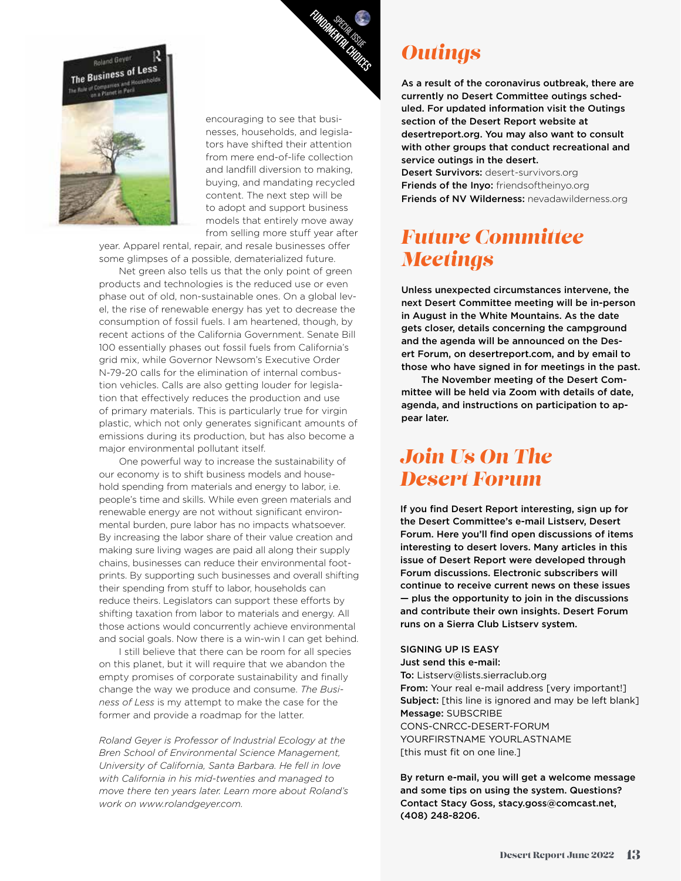encouraging to see that businesses, households, and legislators have shifted their attention from mere end-of-life collection and landfill diversion to making, buying, and mandating recycled content. The next step will be to adopt and support business models that entirely move away from selling more stuff year after year. Apparel rental, repair, and resale businesses offer some glimpses of a possible, dematerialized future.

Net green also tells us that the only point of green products and technologies is the reduced use or even phase out of old, non-sustainable ones. On a global level, the rise of renewable energy has yet to decrease the consumption of fossil fuels. I am heartened, though, by recent actions of the California Government. Senate Bill 100 essentially phases out fossil fuels from California's grid mix, while Governor Newsom's Executive Order N-79-20 calls for the elimination of internal combustion vehicles. Calls are also getting louder for legislation that effectively reduces the production and use of primary materials. This is particularly true for virgin plastic, which not only generates significant amounts of emissions during its production, but has also become a major environmental pollutant itself.

One powerful way to increase the sustainability of our economy is to shift business models and household spending from materials and energy to labor, i.e. people's time and skills. While even green materials and renewable energy are not without significant environmental burden, pure labor has no impacts whatsoever. By increasing the labor share of their value creation and making sure living wages are paid all along their supply chains, businesses can reduce their environmental footprints. By supporting such businesses and overall shifting their spending from stuff to labor, households can reduce theirs. Legislators can support these efforts by shifting taxation from labor to materials and energy. All those actions would concurrently achieve environmental and social goals. Now there is a win-win I can get behind.

I still believe that there can be room for all species on this planet, but it will require that we abandon the empty promises of corporate sustainability and finally change the way we produce and consume. *The Business of Less* is my attempt to make the case for the former and provide a roadmap for the latter.

*Roland Geyer is Professor of Industrial Ecology at the Bren School of Environmental Science Management, University of California, Santa Barbara. He fell in love with California in his mid-twenties and managed to move there ten years later. Learn more about Roland's work on www.rolandgeyer.com.*

## Outings

**As a result of the coronavirus outbreak, there are currently no Desert Committee outings scheduled. For updated information visit the Outings section of the Desert Report website at desertreport.org. You may also want to consult with other groups that conduct recreational and service outings in the desert.**

**Desert Survivors:** desert-survivors.org
**Friends of the Inyo:** friendsoftheinyo.org
**Friends of NV Wilderness:** nevadawilderness.org

## Future Committee Meetings

**Unless unexpected circumstances intervene, the next Desert Committee meeting will be in-person in August in the White Mountains. As the date gets closer, details concerning the campground and the agenda will be announced on the Desert Forum, on desertreport.com, and by email to those who have signed in for meetings in the past.**

**The November meeting of the Desert Committee will be held via Zoom with details of date, agenda, and instructions on participation to appear later.**

## Join Us On The Desert Forum

**If you find Desert Report interesting, sign up for the Desert Committee's e-mail Listserv, Desert Forum. Here you'll find open discussions of items interesting to desert lovers. Many articles in this issue of Desert Report were developed through Forum discussions. Electronic subscribers will continue to receive current news on these issues — plus the opportunity to join in the discussions and contribute their own insights. Desert Forum runs on a Sierra Club Listserv system.**

**SIGNING UP IS EASY**
**Just send this e-mail:**
**To:** Listserv@lists.sierraclub.org
**From:** Your real e-mail address [very important!]
**Subject:** [this line is ignored and may be left blank]
**Message:** SUBSCRIBE CONS-CNRCC-DESERT-FORUM YOURFIRSTNAME YOURLASTNAME
[this must fit on one line.]

**By return e-mail, you will get a welcome message and some tips on using the system. Questions? Contact Stacy Goss, stacy.goss@comcast.net, (408) 248-8206.**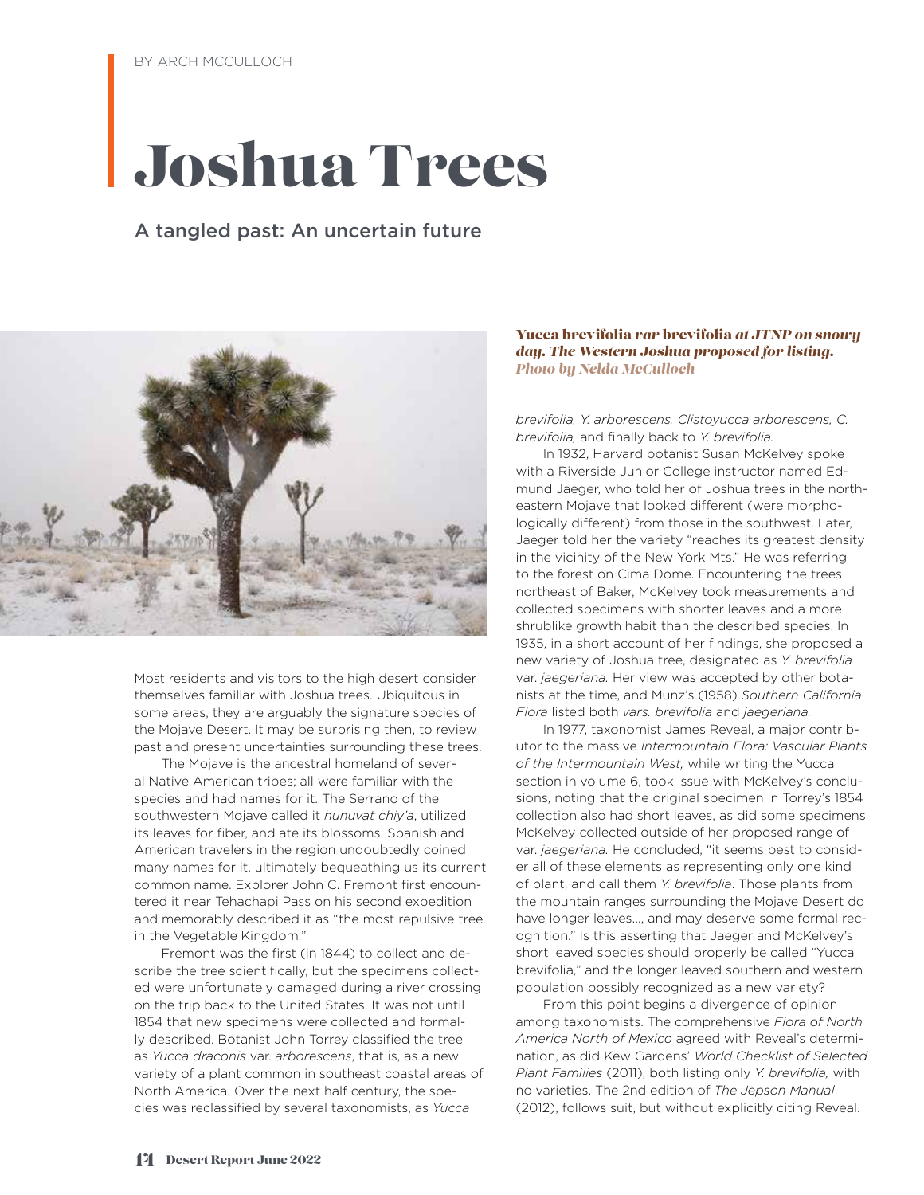BY ARCH MCCULLOCH

# Joshua Trees

## A tangled past: An uncertain future

***Yucca brevifolia var brevifolia at JTNP on snowy day. The Western Joshua proposed for listing.*** *Photo by Nelda McCulloch*

Most residents and visitors to the high desert consider themselves familiar with Joshua trees. Ubiquitous in some areas, they are arguably the signature species of the Mojave Desert. It may be surprising then, to review past and present uncertainties surrounding these trees.

The Mojave is the ancestral homeland of several Native American tribes; all were familiar with the species and had names for it. The Serrano of the southwestern Mojave called it *hunuvat chiy'a*, utilized its leaves for fiber, and ate its blossoms. Spanish and American travelers in the region undoubtedly coined many names for it, ultimately bequeathing us its current common name. Explorer John C. Fremont first encountered it near Tehachapi Pass on his second expedition and memorably described it as "the most repulsive tree in the Vegetable Kingdom."

Fremont was the first (in 1844) to collect and describe the tree scientifically, but the specimens collected were unfortunately damaged during a river crossing on the trip back to the United States. It was not until 1854 that new specimens were collected and formally described. Botanist John Torrey classified the tree as *Yucca draconis* var. *arborescens*, that is, as a new variety of a plant common in southeast coastal areas of North America. Over the next half century, the species was reclassified by several taxonomists, as *Yucca brevifolia, Y. arborescens, Clistoyucca arborescens, C. brevifolia,* and finally back to *Y. brevifolia.*

In 1932, Harvard botanist Susan McKelvey spoke with a Riverside Junior College instructor named Edmund Jaeger, who told her of Joshua trees in the northeastern Mojave that looked different (were morphologically different) from those in the southwest. Later, Jaeger told her the variety "reaches its greatest density in the vicinity of the New York Mts." He was referring to the forest on Cima Dome. Encountering the trees northeast of Baker, McKelvey took measurements and collected specimens with shorter leaves and a more shrublike growth habit than the described species. In 1935, in a short account of her findings, she proposed a new variety of Joshua tree, designated as *Y. brevifolia* var. *jaegeriana.* Her view was accepted by other botanists at the time, and Munz's (1958) *Southern California Flora* listed both *vars. brevifolia* and *jaegeriana.*

In 1977, taxonomist James Reveal, a major contributor to the massive *Intermountain Flora: Vascular Plants of the Intermountain West,* while writing the Yucca section in volume 6, took issue with McKelvey's conclusions, noting that the original specimen in Torrey's 1854 collection also had short leaves, as did some specimens McKelvey collected outside of her proposed range of var. *jaegeriana.* He concluded, "it seems best to consider all of these elements as representing only one kind of plant, and call them *Y. brevifolia*. Those plants from the mountain ranges surrounding the Mojave Desert do have longer leaves..., and may deserve some formal recognition." Is this asserting that Jaeger and McKelvey's short leaved species should properly be called "Yucca brevifolia," and the longer leaved southern and western population possibly recognized as a new variety?

From this point begins a divergence of opinion among taxonomists. The comprehensive *Flora of North America North of Mexico* agreed with Reveal's determination, as did Kew Gardens' *World Checklist of Selected Plant Families* (2011), both listing only *Y. brevifolia,* with no varieties. The 2nd edition of *The Jepson Manual* (2012), follows suit, but without explicitly citing Reveal.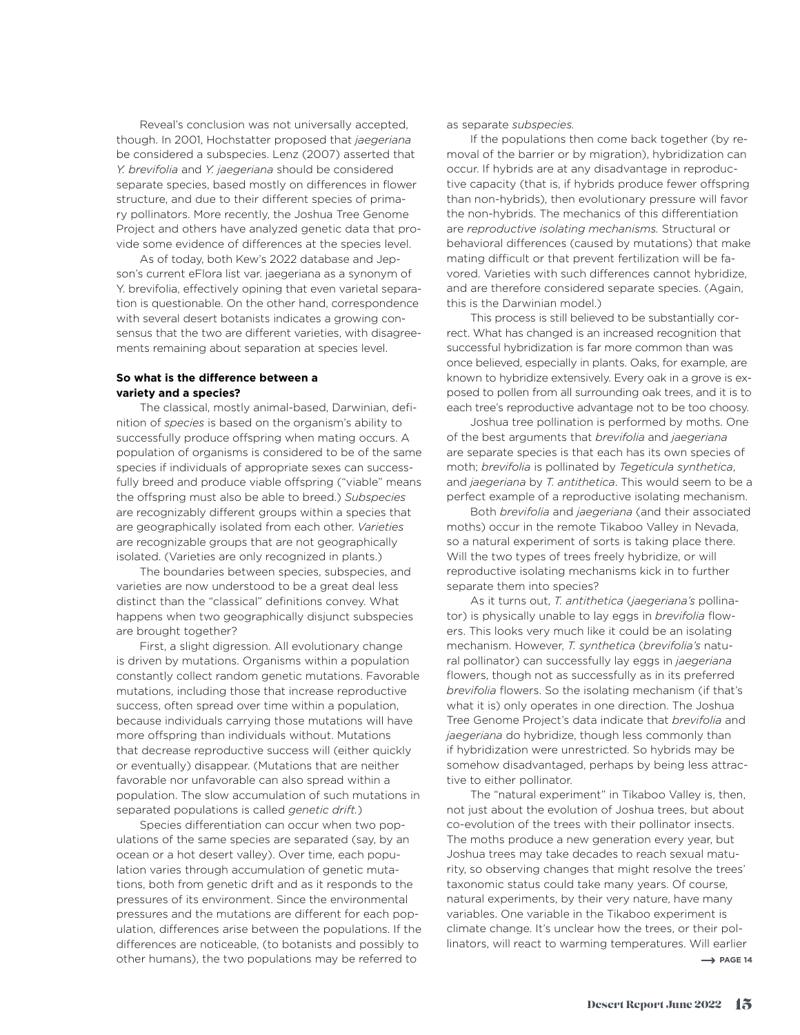Reveal's conclusion was not universally accepted, though. In 2001, Hochstatter proposed that *jaegeriana* be considered a subspecies. Lenz (2007) asserted that *Y. brevifolia* and *Y. jaegeriana* should be considered separate species, based mostly on differences in flower structure, and due to their different species of primary pollinators. More recently, the Joshua Tree Genome Project and others have analyzed genetic data that provide some evidence of differences at the species level.

As of today, both Kew's 2022 database and Jepson's current eFlora list var. jaegeriana as a synonym of Y. brevifolia, effectively opining that even varietal separation is questionable. On the other hand, correspondence with several desert botanists indicates a growing consensus that the two are different varieties, with disagreements remaining about separation at species level.

**So what is the difference between a variety and a species?**

The classical, mostly animal-based, Darwinian, definition of *species* is based on the organism's ability to successfully produce offspring when mating occurs. A population of organisms is considered to be of the same species if individuals of appropriate sexes can successfully breed and produce viable offspring ("viable" means the offspring must also be able to breed.) *Subspecies* are recognizably different groups within a species that are geographically isolated from each other. *Varieties* are recognizable groups that are not geographically isolated. (Varieties are only recognized in plants.)

The boundaries between species, subspecies, and varieties are now understood to be a great deal less distinct than the "classical" definitions convey. What happens when two geographically disjunct subspecies are brought together?

First, a slight digression. All evolutionary change is driven by mutations. Organisms within a population constantly collect random genetic mutations. Favorable mutations, including those that increase reproductive success, often spread over time within a population, because individuals carrying those mutations will have more offspring than individuals without. Mutations that decrease reproductive success will (either quickly or eventually) disappear. (Mutations that are neither favorable nor unfavorable can also spread within a population. The slow accumulation of such mutations in separated populations is called *genetic drift.*)

Species differentiation can occur when two populations of the same species are separated (say, by an ocean or a hot desert valley). Over time, each population varies through accumulation of genetic mutations, both from genetic drift and as it responds to the pressures of its environment. Since the environmental pressures and the mutations are different for each population, differences arise between the populations. If the differences are noticeable, (to botanists and possibly to other humans), the two populations may be referred to as separate *subspecies.*

If the populations then come back together (by removal of the barrier or by migration), hybridization can occur. If hybrids are at any disadvantage in reproductive capacity (that is, if hybrids produce fewer offspring than non-hybrids), then evolutionary pressure will favor the non-hybrids. The mechanics of this differentiation are *reproductive isolating mechanisms.* Structural or behavioral differences (caused by mutations) that make mating difficult or that prevent fertilization will be favored. Varieties with such differences cannot hybridize, and are therefore considered separate species. (Again, this is the Darwinian model.)

This process is still believed to be substantially correct. What has changed is an increased recognition that successful hybridization is far more common than was once believed, especially in plants. Oaks, for example, are known to hybridize extensively. Every oak in a grove is exposed to pollen from all surrounding oak trees, and it is to each tree's reproductive advantage not to be too choosy.

Joshua tree pollination is performed by moths. One of the best arguments that *brevifolia* and *jaegeriana* are separate species is that each has its own species of moth; *brevifolia* is pollinated by *Tegeticula synthetica*, and *jaegeriana* by *T. antithetica*. This would seem to be a perfect example of a reproductive isolating mechanism.

Both *brevifolia* and *jaegeriana* (and their associated moths) occur in the remote Tikaboo Valley in Nevada, so a natural experiment of sorts is taking place there. Will the two types of trees freely hybridize, or will reproductive isolating mechanisms kick in to further separate them into species?

As it turns out, *T. antithetica* (*jaegeriana's* pollinator) is physically unable to lay eggs in *brevifolia* flowers. This looks very much like it could be an isolating mechanism. However, *T. synthetica* (*brevifolia's* natural pollinator) can successfully lay eggs in *jaegeriana* flowers, though not as successfully as in its preferred *brevifolia* flowers. So the isolating mechanism (if that's what it is) only operates in one direction. The Joshua Tree Genome Project's data indicate that *brevifolia* and *jaegeriana* do hybridize, though less commonly than if hybridization were unrestricted. So hybrids may be somehow disadvantaged, perhaps by being less attractive to either pollinator.

The "natural experiment" in Tikaboo Valley is, then, not just about the evolution of Joshua trees, but about co-evolution of the trees with their pollinator insects. The moths produce a new generation every year, but Joshua trees may take decades to reach sexual maturity, so observing changes that might resolve the trees' taxonomic status could take many years. Of course, natural experiments, by their very nature, have many variables. One variable in the Tikaboo experiment is climate change. It's unclear how the trees, or their pollinators, will react to warming temperatures. Will earlier

⟶ PAGE 14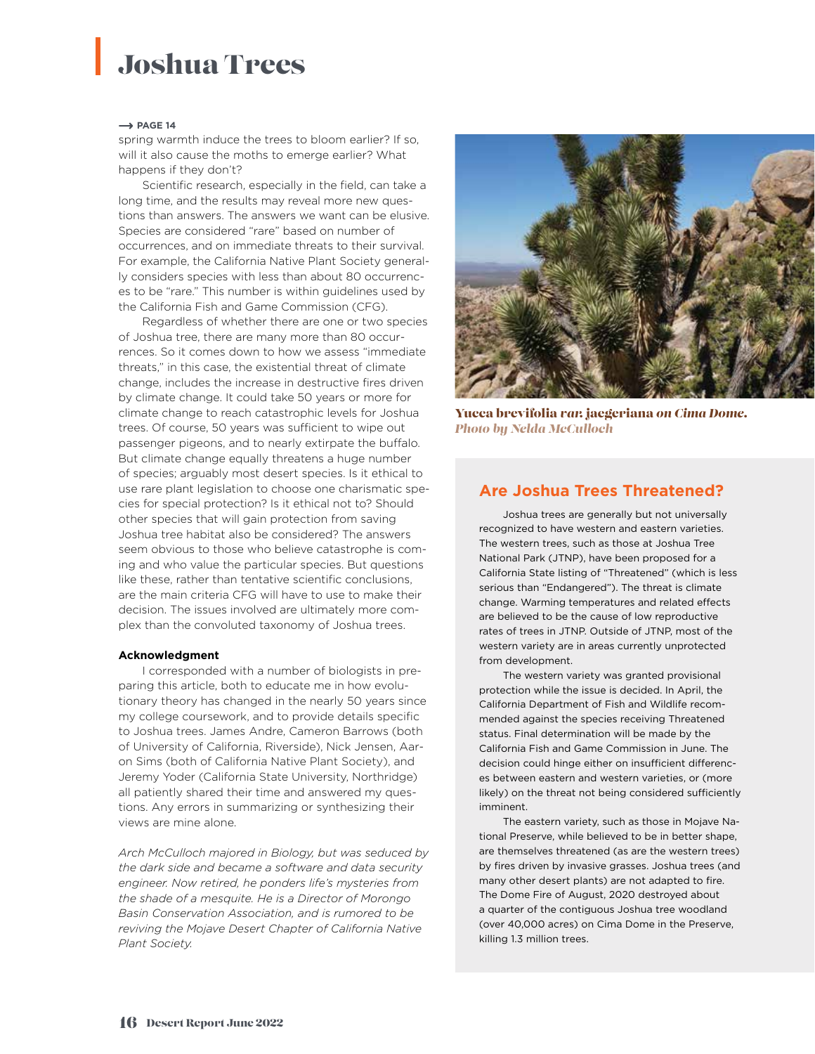# Joshua Trees

→ PAGE 14

spring warmth induce the trees to bloom earlier? If so, will it also cause the moths to emerge earlier? What happens if they don't?

Scientific research, especially in the field, can take a long time, and the results may reveal more new questions than answers. The answers we want can be elusive. Species are considered "rare" based on number of occurrences, and on immediate threats to their survival. For example, the California Native Plant Society generally considers species with less than about 80 occurrences to be "rare." This number is within guidelines used by the California Fish and Game Commission (CFG).

Regardless of whether there are one or two species of Joshua tree, there are many more than 80 occurrences. So it comes down to how we assess "immediate threats," in this case, the existential threat of climate change, includes the increase in destructive fires driven by climate change. It could take 50 years or more for climate change to reach catastrophic levels for Joshua trees. Of course, 50 years was sufficient to wipe out passenger pigeons, and to nearly extirpate the buffalo. But climate change equally threatens a huge number of species; arguably most desert species. Is it ethical to use rare plant legislation to choose one charismatic species for special protection? Is it ethical not to? Should other species that will gain protection from saving Joshua tree habitat also be considered? The answers seem obvious to those who believe catastrophe is coming and who value the particular species. But questions like these, rather than tentative scientific conclusions, are the main criteria CFG will have to use to make their decision. The issues involved are ultimately more complex than the convoluted taxonomy of Joshua trees.

**Acknowledgment**

I corresponded with a number of biologists in preparing this article, both to educate me in how evolutionary theory has changed in the nearly 50 years since my college coursework, and to provide details specific to Joshua trees. James Andre, Cameron Barrows (both of University of California, Riverside), Nick Jensen, Aaron Sims (both of California Native Plant Society), and Jeremy Yoder (California State University, Northridge) all patiently shared their time and answered my questions. Any errors in summarizing or synthesizing their views are mine alone.

*Arch McCulloch majored in Biology, but was seduced by the dark side and became a software and data security engineer. Now retired, he ponders life's mysteries from the shade of a mesquite. He is a Director of Morongo Basin Conservation Association, and is rumored to be reviving the Mojave Desert Chapter of California Native Plant Society.*

**Yucca brevifolia *var.* jaegeriana *on Cima Dome. Photo by Nelda McCulloch***

## Are Joshua Trees Threatened?

Joshua trees are generally but not universally recognized to have western and eastern varieties. The western trees, such as those at Joshua Tree National Park (JTNP), have been proposed for a California State listing of "Threatened" (which is less serious than "Endangered"). The threat is climate change. Warming temperatures and related effects are believed to be the cause of low reproductive rates of trees in JTNP. Outside of JTNP, most of the western variety are in areas currently unprotected from development.

The western variety was granted provisional protection while the issue is decided. In April, the California Department of Fish and Wildlife recommended against the species receiving Threatened status. Final determination will be made by the California Fish and Game Commission in June. The decision could hinge either on insufficient differences between eastern and western varieties, or (more likely) on the threat not being considered sufficiently imminent.

The eastern variety, such as those in Mojave National Preserve, while believed to be in better shape, are themselves threatened (as are the western trees) by fires driven by invasive grasses. Joshua trees (and many other desert plants) are not adapted to fire. The Dome Fire of August, 2020 destroyed about a quarter of the contiguous Joshua tree woodland (over 40,000 acres) on Cima Dome in the Preserve, killing 1.3 million trees.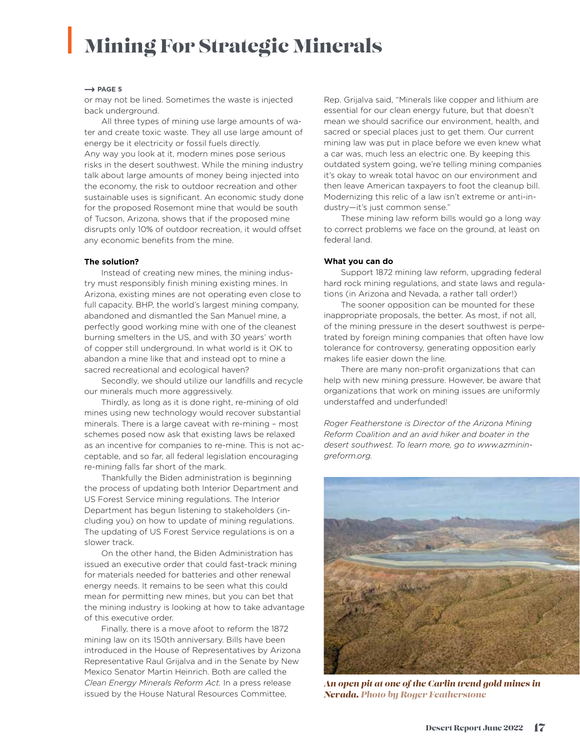# Mining For Strategic Minerals

→ PAGE 5

or may not be lined. Sometimes the waste is injected back underground.

All three types of mining use large amounts of water and create toxic waste. They all use large amount of energy be it electricity or fossil fuels directly. Any way you look at it, modern mines pose serious risks in the desert southwest. While the mining industry talk about large amounts of money being injected into the economy, the risk to outdoor recreation and other sustainable uses is significant. An economic study done for the proposed Rosemont mine that would be south of Tucson, Arizona, shows that if the proposed mine disrupts only 10% of outdoor recreation, it would offset any economic benefits from the mine.

**The solution?**

Instead of creating new mines, the mining industry must responsibly finish mining existing mines. In Arizona, existing mines are not operating even close to full capacity. BHP, the world's largest mining company, abandoned and dismantled the San Manuel mine, a perfectly good working mine with one of the cleanest burning smelters in the US, and with 30 years' worth of copper still underground. In what world is it OK to abandon a mine like that and instead opt to mine a sacred recreational and ecological haven?

Secondly, we should utilize our landfills and recycle our minerals much more aggressively.

Thirdly, as long as it is done right, re-mining of old mines using new technology would recover substantial minerals. There is a large caveat with re-mining – most schemes posed now ask that existing laws be relaxed as an incentive for companies to re-mine. This is not acceptable, and so far, all federal legislation encouraging re-mining falls far short of the mark.

Thankfully the Biden administration is beginning the process of updating both Interior Department and US Forest Service mining regulations. The Interior Department has begun listening to stakeholders (including you) on how to update of mining regulations. The updating of US Forest Service regulations is on a slower track.

On the other hand, the Biden Administration has issued an executive order that could fast-track mining for materials needed for batteries and other renewal energy needs. It remains to be seen what this could mean for permitting new mines, but you can bet that the mining industry is looking at how to take advantage of this executive order.

Finally, there is a move afoot to reform the 1872 mining law on its 150th anniversary. Bills have been introduced in the House of Representatives by Arizona Representative Raul Grijalva and in the Senate by New Mexico Senator Martin Heinrich. Both are called the *Clean Energy Minerals Reform Act.* In a press release issued by the House Natural Resources Committee, Rep. Grijalva said, "Minerals like copper and lithium are essential for our clean energy future, but that doesn't mean we should sacrifice our environment, health, and sacred or special places just to get them. Our current mining law was put in place before we even knew what a car was, much less an electric one. By keeping this outdated system going, we're telling mining companies it's okay to wreak total havoc on our environment and then leave American taxpayers to foot the cleanup bill. Modernizing this relic of a law isn't extreme or anti-industry—it's just common sense."

These mining law reform bills would go a long way to correct problems we face on the ground, at least on federal land.

**What you can do**

Support 1872 mining law reform, upgrading federal hard rock mining regulations, and state laws and regulations (in Arizona and Nevada, a rather tall order!)

The sooner opposition can be mounted for these inappropriate proposals, the better. As most, if not all, of the mining pressure in the desert southwest is perpetrated by foreign mining companies that often have low tolerance for controversy, generating opposition early makes life easier down the line.

There are many non-profit organizations that can help with new mining pressure. However, be aware that organizations that work on mining issues are uniformly understaffed and underfunded!

*Roger Featherstone is Director of the Arizona Mining Reform Coalition and an avid hiker and boater in the desert southwest. To learn more, go to www.azminingreform.org.*

*An open pit at one of the Carlin trend gold mines in Nevada. Photo by Roger Featherstone*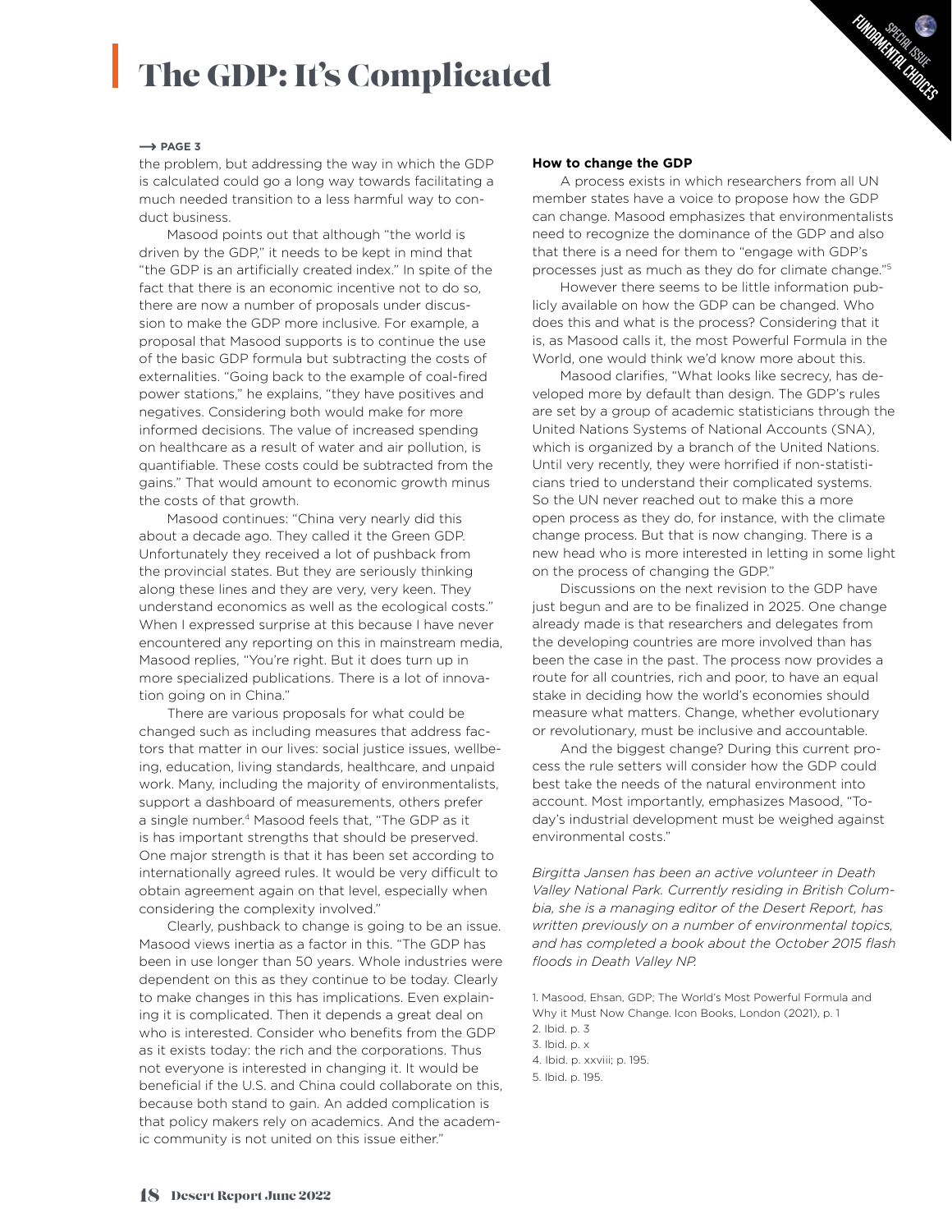# The GDP: It's Complicated

⟶ PAGE 3

the problem, but addressing the way in which the GDP is calculated could go a long way towards facilitating a much needed transition to a less harmful way to conduct business.

Masood points out that although "the world is driven by the GDP," it needs to be kept in mind that "the GDP is an artificially created index." In spite of the fact that there is an economic incentive not to do so, there are now a number of proposals under discussion to make the GDP more inclusive. For example, a proposal that Masood supports is to continue the use of the basic GDP formula but subtracting the costs of externalities. "Going back to the example of coal-fired power stations," he explains, "they have positives and negatives. Considering both would make for more informed decisions. The value of increased spending on healthcare as a result of water and air pollution, is quantifiable. These costs could be subtracted from the gains." That would amount to economic growth minus the costs of that growth.

Masood continues: "China very nearly did this about a decade ago. They called it the Green GDP. Unfortunately they received a lot of pushback from the provincial states. But they are seriously thinking along these lines and they are very, very keen. They understand economics as well as the ecological costs." When I expressed surprise at this because I have never encountered any reporting on this in mainstream media, Masood replies, "You're right. But it does turn up in more specialized publications. There is a lot of innovation going on in China."

There are various proposals for what could be changed such as including measures that address factors that matter in our lives: social justice issues, wellbeing, education, living standards, healthcare, and unpaid work. Many, including the majority of environmentalists, support a dashboard of measurements, others prefer a single number.[4] Masood feels that, "The GDP as it is has important strengths that should be preserved. One major strength is that it has been set according to internationally agreed rules. It would be very difficult to obtain agreement again on that level, especially when considering the complexity involved."

Clearly, pushback to change is going to be an issue. Masood views inertia as a factor in this. "The GDP has been in use longer than 50 years. Whole industries were dependent on this as they continue to be today. Clearly to make changes in this has implications. Even explaining it is complicated. Then it depends a great deal on who is interested. Consider who benefits from the GDP as it exists today: the rich and the corporations. Thus not everyone is interested in changing it. It would be beneficial if the U.S. and China could collaborate on this, because both stand to gain. An added complication is that policy makers rely on academics. And the academic community is not united on this issue either."

**How to change the GDP**

A process exists in which researchers from all UN member states have a voice to propose how the GDP can change. Masood emphasizes that environmentalists need to recognize the dominance of the GDP and also that there is a need for them to "engage with GDP's processes just as much as they do for climate change."[5]

However there seems to be little information publicly available on how the GDP can be changed. Who does this and what is the process? Considering that it is, as Masood calls it, the most Powerful Formula in the World, one would think we'd know more about this.

Masood clarifies, "What looks like secrecy, has developed more by default than design. The GDP's rules are set by a group of academic statisticians through the United Nations Systems of National Accounts (SNA), which is organized by a branch of the United Nations. Until very recently, they were horrified if non-statisticians tried to understand their complicated systems. So the UN never reached out to make this a more open process as they do, for instance, with the climate change process. But that is now changing. There is a new head who is more interested in letting in some light on the process of changing the GDP."

Discussions on the next revision to the GDP have just begun and are to be finalized in 2025. One change already made is that researchers and delegates from the developing countries are more involved than has been the case in the past. The process now provides a route for all countries, rich and poor, to have an equal stake in deciding how the world's economies should measure what matters. Change, whether evolutionary or revolutionary, must be inclusive and accountable.

And the biggest change? During this current process the rule setters will consider how the GDP could best take the needs of the natural environment into account. Most importantly, emphasizes Masood, "Today's industrial development must be weighed against environmental costs."

*Birgitta Jansen has been an active volunteer in Death Valley National Park. Currently residing in British Columbia, she is a managing editor of the Desert Report, has written previously on a number of environmental topics, and has completed a book about the October 2015 flash floods in Death Valley NP.*

1. Masood, Ehsan, GDP; The World's Most Powerful Formula and Why it Must Now Change. Icon Books, London (2021), p. 1
2. Ibid. p. 3
3. Ibid. p. x
4. Ibid. p. xxviii; p. 195.
5. Ibid. p. 195.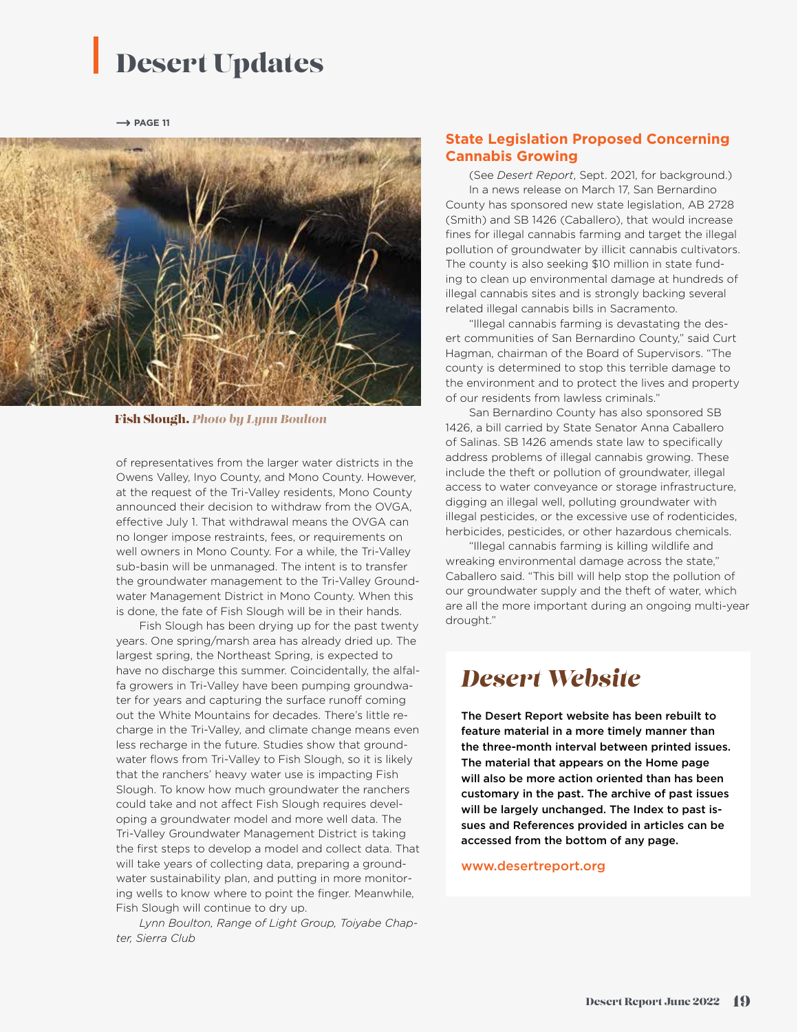# Desert Updates

⟶ PAGE 11

**Fish Slough.** ***Photo by Lynn Boulton***

of representatives from the larger water districts in the Owens Valley, Inyo County, and Mono County. However, at the request of the Tri-Valley residents, Mono County announced their decision to withdraw from the OVGA, effective July 1. That withdrawal means the OVGA can no longer impose restraints, fees, or requirements on well owners in Mono County. For a while, the Tri-Valley sub-basin will be unmanaged. The intent is to transfer the groundwater management to the Tri-Valley Groundwater Management District in Mono County. When this is done, the fate of Fish Slough will be in their hands.

Fish Slough has been drying up for the past twenty years. One spring/marsh area has already dried up. The largest spring, the Northeast Spring, is expected to have no discharge this summer. Coincidentally, the alfalfa growers in Tri-Valley have been pumping groundwater for years and capturing the surface runoff coming out the White Mountains for decades. There's little recharge in the Tri-Valley, and climate change means even less recharge in the future. Studies show that groundwater flows from Tri-Valley to Fish Slough, so it is likely that the ranchers' heavy water use is impacting Fish Slough. To know how much groundwater the ranchers could take and not affect Fish Slough requires developing a groundwater model and more well data. The Tri-Valley Groundwater Management District is taking the first steps to develop a model and collect data. That will take years of collecting data, preparing a groundwater sustainability plan, and putting in more monitoring wells to know where to point the finger. Meanwhile, Fish Slough will continue to dry up.

*Lynn Boulton, Range of Light Group, Toiyabe Chapter, Sierra Club*

## State Legislation Proposed Concerning Cannabis Growing

(See *Desert Report*, Sept. 2021, for background.)

In a news release on March 17, San Bernardino County has sponsored new state legislation, AB 2728 (Smith) and SB 1426 (Caballero), that would increase fines for illegal cannabis farming and target the illegal pollution of groundwater by illicit cannabis cultivators. The county is also seeking $10 million in state funding to clean up environmental damage at hundreds of illegal cannabis sites and is strongly backing several related illegal cannabis bills in Sacramento.

"Illegal cannabis farming is devastating the desert communities of San Bernardino County," said Curt Hagman, chairman of the Board of Supervisors. "The county is determined to stop this terrible damage to the environment and to protect the lives and property of our residents from lawless criminals."

San Bernardino County has also sponsored SB 1426, a bill carried by State Senator Anna Caballero of Salinas. SB 1426 amends state law to specifically address problems of illegal cannabis growing. These include the theft or pollution of groundwater, illegal access to water conveyance or storage infrastructure, digging an illegal well, polluting groundwater with illegal pesticides, or the excessive use of rodenticides, herbicides, pesticides, or other hazardous chemicals.

"Illegal cannabis farming is killing wildlife and wreaking environmental damage across the state," Caballero said. "This bill will help stop the pollution of our groundwater supply and the theft of water, which are all the more important during an ongoing multi-year drought."

## *Desert Website*

**The Desert Report website has been rebuilt to feature material in a more timely manner than the three-month interval between printed issues. The material that appears on the Home page will also be more action oriented than has been customary in the past. The archive of past issues will be largely unchanged. The Index to past issues and References provided in articles can be accessed from the bottom of any page.**

www.desertreport.org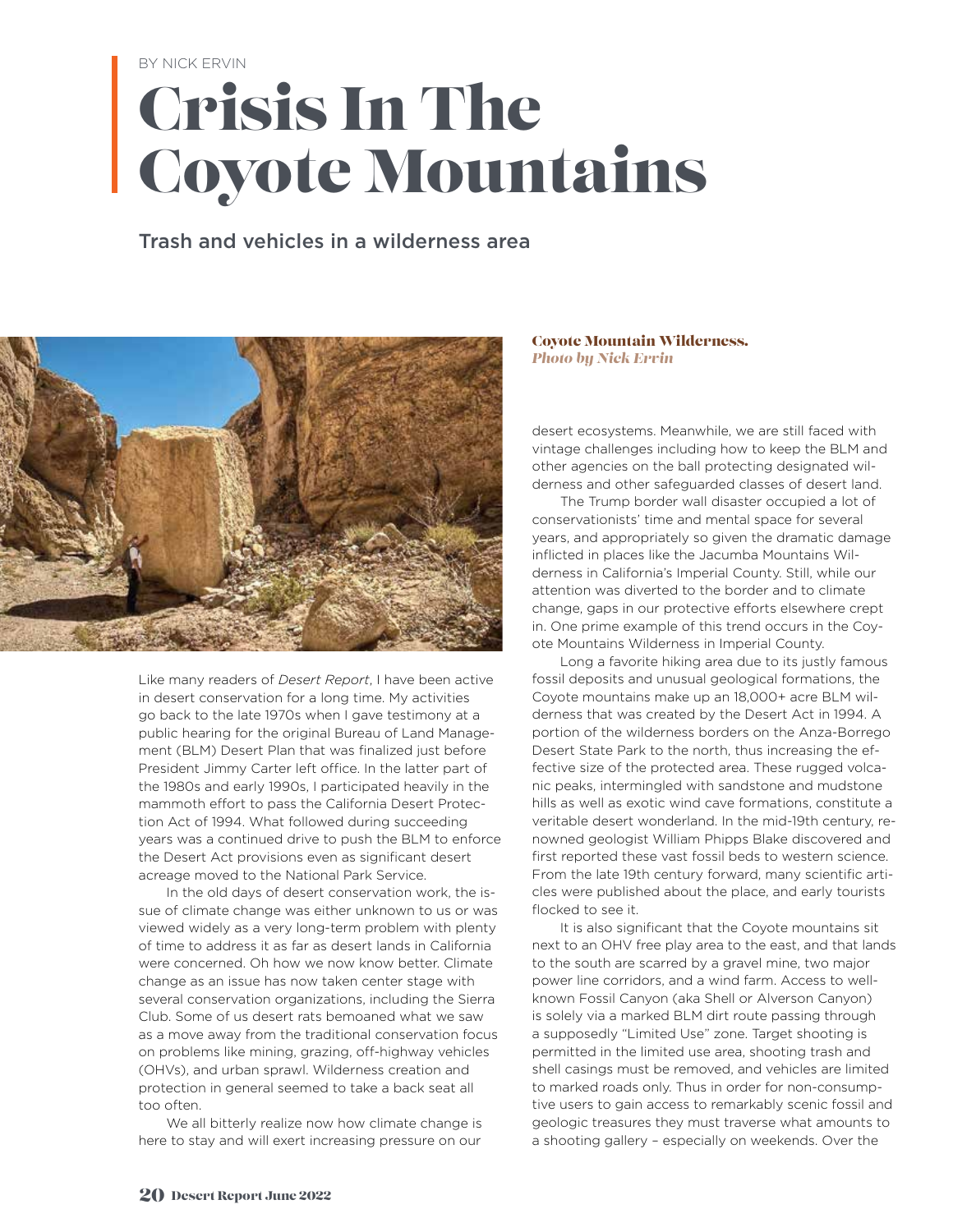BY NICK ERVIN

# Crisis In The Coyote Mountains

## Trash and vehicles in a wilderness area

**Coyote Mountain Wilderness.**
***Photo by Nick Ervin***

Like many readers of *Desert Report*, I have been active in desert conservation for a long time. My activities go back to the late 1970s when I gave testimony at a public hearing for the original Bureau of Land Management (BLM) Desert Plan that was finalized just before President Jimmy Carter left office. In the latter part of the 1980s and early 1990s, I participated heavily in the mammoth effort to pass the California Desert Protection Act of 1994. What followed during succeeding years was a continued drive to push the BLM to enforce the Desert Act provisions even as significant desert acreage moved to the National Park Service.

In the old days of desert conservation work, the issue of climate change was either unknown to us or was viewed widely as a very long-term problem with plenty of time to address it as far as desert lands in California were concerned. Oh how we now know better. Climate change as an issue has now taken center stage with several conservation organizations, including the Sierra Club. Some of us desert rats bemoaned what we saw as a move away from the traditional conservation focus on problems like mining, grazing, off-highway vehicles (OHVs), and urban sprawl. Wilderness creation and protection in general seemed to take a back seat all too often.

We all bitterly realize now how climate change is here to stay and will exert increasing pressure on our desert ecosystems. Meanwhile, we are still faced with vintage challenges including how to keep the BLM and other agencies on the ball protecting designated wilderness and other safeguarded classes of desert land.

The Trump border wall disaster occupied a lot of conservationists' time and mental space for several years, and appropriately so given the dramatic damage inflicted in places like the Jacumba Mountains Wilderness in California's Imperial County. Still, while our attention was diverted to the border and to climate change, gaps in our protective efforts elsewhere crept in. One prime example of this trend occurs in the Coyote Mountains Wilderness in Imperial County.

Long a favorite hiking area due to its justly famous fossil deposits and unusual geological formations, the Coyote mountains make up an 18,000+ acre BLM wilderness that was created by the Desert Act in 1994. A portion of the wilderness borders on the Anza-Borrego Desert State Park to the north, thus increasing the effective size of the protected area. These rugged volcanic peaks, intermingled with sandstone and mudstone hills as well as exotic wind cave formations, constitute a veritable desert wonderland. In the mid-19th century, renowned geologist William Phipps Blake discovered and first reported these vast fossil beds to western science. From the late 19th century forward, many scientific articles were published about the place, and early tourists flocked to see it.

It is also significant that the Coyote mountains sit next to an OHV free play area to the east, and that lands to the south are scarred by a gravel mine, two major power line corridors, and a wind farm. Access to well-known Fossil Canyon (aka Shell or Alverson Canyon) is solely via a marked BLM dirt route passing through a supposedly "Limited Use" zone. Target shooting is permitted in the limited use area, shooting trash and shell casings must be removed, and vehicles are limited to marked roads only. Thus in order for non-consumptive users to gain access to remarkably scenic fossil and geologic treasures they must traverse what amounts to a shooting gallery – especially on weekends. Over the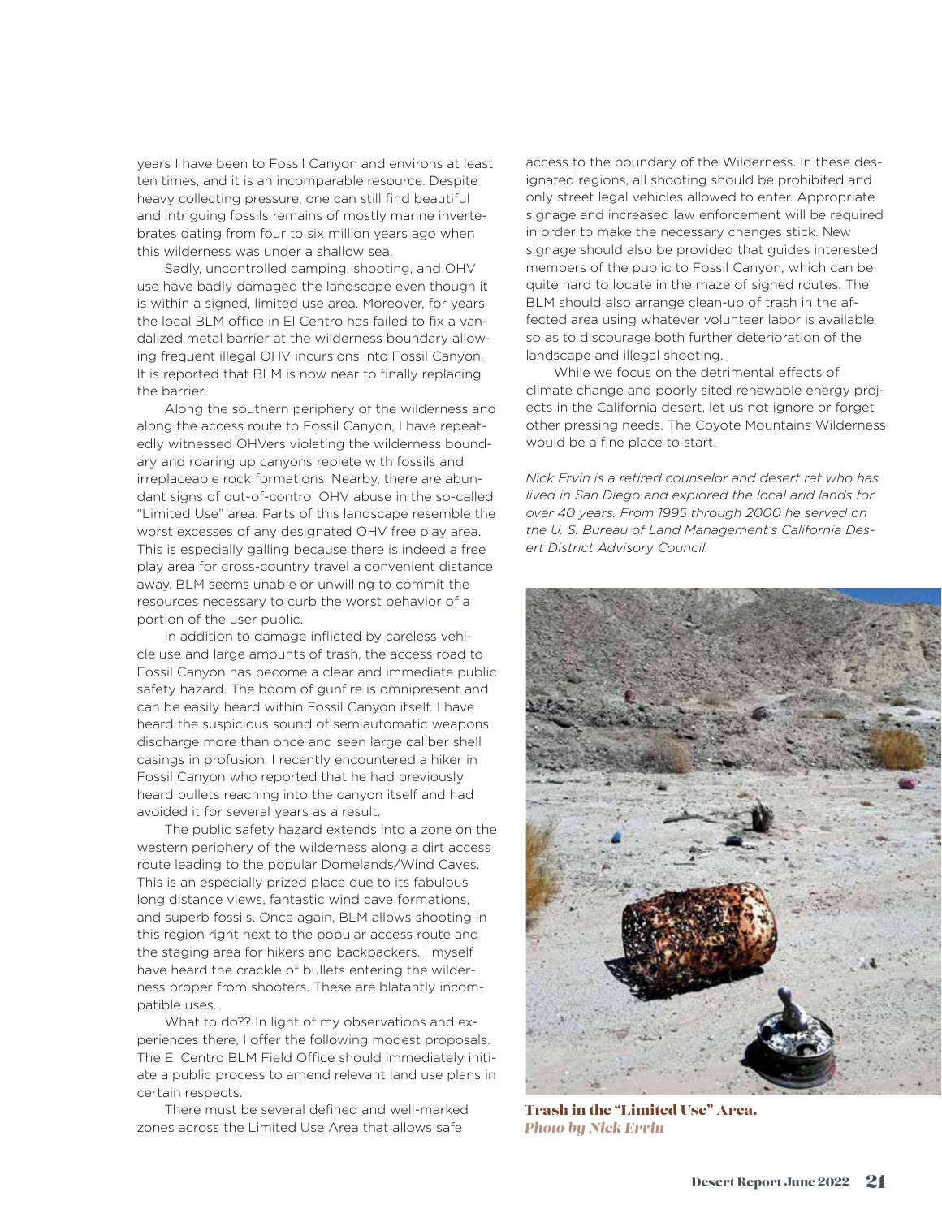years I have been to Fossil Canyon and environs at least ten times, and it is an incomparable resource. Despite heavy collecting pressure, one can still find beautiful and intriguing fossils remains of mostly marine invertebrates dating from four to six million years ago when this wilderness was under a shallow sea.

Sadly, uncontrolled camping, shooting, and OHV use have badly damaged the landscape even though it is within a signed, limited use area. Moreover, for years the local BLM office in El Centro has failed to fix a vandalized metal barrier at the wilderness boundary allowing frequent illegal OHV incursions into Fossil Canyon. It is reported that BLM is now near to finally replacing the barrier.

Along the southern periphery of the wilderness and along the access route to Fossil Canyon, I have repeatedly witnessed OHVers violating the wilderness boundary and roaring up canyons replete with fossils and irreplaceable rock formations. Nearby, there are abundant signs of out-of-control OHV abuse in the so-called "Limited Use" area. Parts of this landscape resemble the worst excesses of any designated OHV free play area. This is especially galling because there is indeed a free play area for cross-country travel a convenient distance away. BLM seems unable or unwilling to commit the resources necessary to curb the worst behavior of a portion of the user public.

In addition to damage inflicted by careless vehicle use and large amounts of trash, the access road to Fossil Canyon has become a clear and immediate public safety hazard. The boom of gunfire is omnipresent and can be easily heard within Fossil Canyon itself. I have heard the suspicious sound of semiautomatic weapons discharge more than once and seen large caliber shell casings in profusion. I recently encountered a hiker in Fossil Canyon who reported that he had previously heard bullets reaching into the canyon itself and had avoided it for several years as a result.

The public safety hazard extends into a zone on the western periphery of the wilderness along a dirt access route leading to the popular Domelands/Wind Caves. This is an especially prized place due to its fabulous long distance views, fantastic wind cave formations, and superb fossils. Once again, BLM allows shooting in this region right next to the popular access route and the staging area for hikers and backpackers. I myself have heard the crackle of bullets entering the wilderness proper from shooters. These are blatantly incompatible uses.

What to do?? In light of my observations and experiences there, I offer the following modest proposals. The El Centro BLM Field Office should immediately initiate a public process to amend relevant land use plans in certain respects.

There must be several defined and well-marked zones across the Limited Use Area that allows safe access to the boundary of the Wilderness. In these designated regions, all shooting should be prohibited and only street legal vehicles allowed to enter. Appropriate signage and increased law enforcement will be required in order to make the necessary changes stick. New signage should also be provided that guides interested members of the public to Fossil Canyon, which can be quite hard to locate in the maze of signed routes. The BLM should also arrange clean-up of trash in the affected area using whatever volunteer labor is available so as to discourage both further deterioration of the landscape and illegal shooting.

While we focus on the detrimental effects of climate change and poorly sited renewable energy projects in the California desert, let us not ignore or forget other pressing needs. The Coyote Mountains Wilderness would be a fine place to start.

*Nick Ervin is a retired counselor and desert rat who has lived in San Diego and explored the local arid lands for over 40 years. From 1995 through 2000 he served on the U. S. Bureau of Land Management's California Desert District Advisory Council.*

**Trash in the "Limited Use" Area.**
***Photo by Nick Ervin***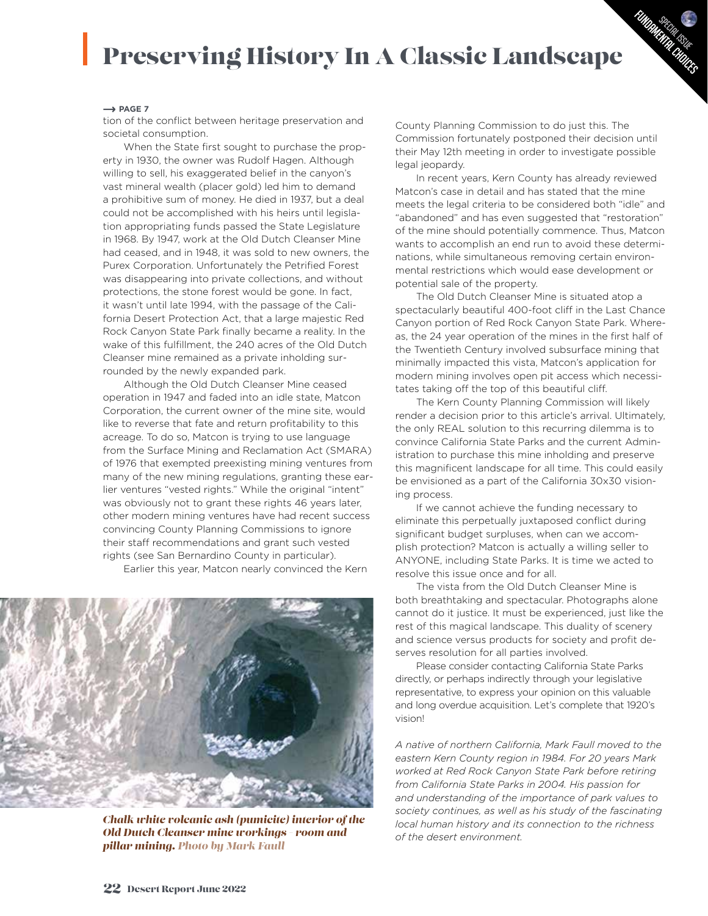# Preserving History In A Classic Landscape

→ PAGE 7

tion of the conflict between heritage preservation and societal consumption.

When the State first sought to purchase the property in 1930, the owner was Rudolf Hagen. Although willing to sell, his exaggerated belief in the canyon's vast mineral wealth (placer gold) led him to demand a prohibitive sum of money. He died in 1937, but a deal could not be accomplished with his heirs until legislation appropriating funds passed the State Legislature in 1968. By 1947, work at the Old Dutch Cleanser Mine had ceased, and in 1948, it was sold to new owners, the Purex Corporation. Unfortunately the Petrified Forest was disappearing into private collections, and without protections, the stone forest would be gone. In fact, it wasn't until late 1994, with the passage of the California Desert Protection Act, that a large majestic Red Rock Canyon State Park finally became a reality. In the wake of this fulfillment, the 240 acres of the Old Dutch Cleanser mine remained as a private inholding surrounded by the newly expanded park.

Although the Old Dutch Cleanser Mine ceased operation in 1947 and faded into an idle state, Matcon Corporation, the current owner of the mine site, would like to reverse that fate and return profitability to this acreage. To do so, Matcon is trying to use language from the Surface Mining and Reclamation Act (SMARA) of 1976 that exempted preexisting mining ventures from many of the new mining regulations, granting these earlier ventures "vested rights." While the original "intent" was obviously not to grant these rights 46 years later, other modern mining ventures have had recent success convincing County Planning Commissions to ignore their staff recommendations and grant such vested rights (see San Bernardino County in particular).

Earlier this year, Matcon nearly convinced the Kern County Planning Commission to do just this. The Commission fortunately postponed their decision until their May 12th meeting in order to investigate possible legal jeopardy.

*Chalk white volcanic ash (pumicite) interior of the Old Dutch Cleanser mine workings - room and pillar mining. Photo by Mark Faull*

In recent years, Kern County has already reviewed Matcon's case in detail and has stated that the mine meets the legal criteria to be considered both "idle" and "abandoned" and has even suggested that "restoration" of the mine should potentially commence. Thus, Matcon wants to accomplish an end run to avoid these determinations, while simultaneous removing certain environmental restrictions which would ease development or potential sale of the property.

The Old Dutch Cleanser Mine is situated atop a spectacularly beautiful 400-foot cliff in the Last Chance Canyon portion of Red Rock Canyon State Park. Whereas, the 24 year operation of the mines in the first half of the Twentieth Century involved subsurface mining that minimally impacted this vista, Matcon's application for modern mining involves open pit access which necessitates taking off the top of this beautiful cliff.

The Kern County Planning Commission will likely render a decision prior to this article's arrival. Ultimately, the only REAL solution to this recurring dilemma is to convince California State Parks and the current Administration to purchase this mine inholding and preserve this magnificent landscape for all time. This could easily be envisioned as a part of the California 30x30 visioning process.

If we cannot achieve the funding necessary to eliminate this perpetually juxtaposed conflict during significant budget surpluses, when can we accomplish protection? Matcon is actually a willing seller to ANYONE, including State Parks. It is time we acted to resolve this issue once and for all.

The vista from the Old Dutch Cleanser Mine is both breathtaking and spectacular. Photographs alone cannot do it justice. It must be experienced, just like the rest of this magical landscape. This duality of scenery and science versus products for society and profit deserves resolution for all parties involved.

Please consider contacting California State Parks directly, or perhaps indirectly through your legislative representative, to express your opinion on this valuable and long overdue acquisition. Let's complete that 1920's vision!

*A native of northern California, Mark Faull moved to the eastern Kern County region in 1984. For 20 years Mark worked at Red Rock Canyon State Park before retiring from California State Parks in 2004. His passion for and understanding of the importance of park values to society continues, as well as his study of the fascinating local human history and its connection to the richness of the desert environment.*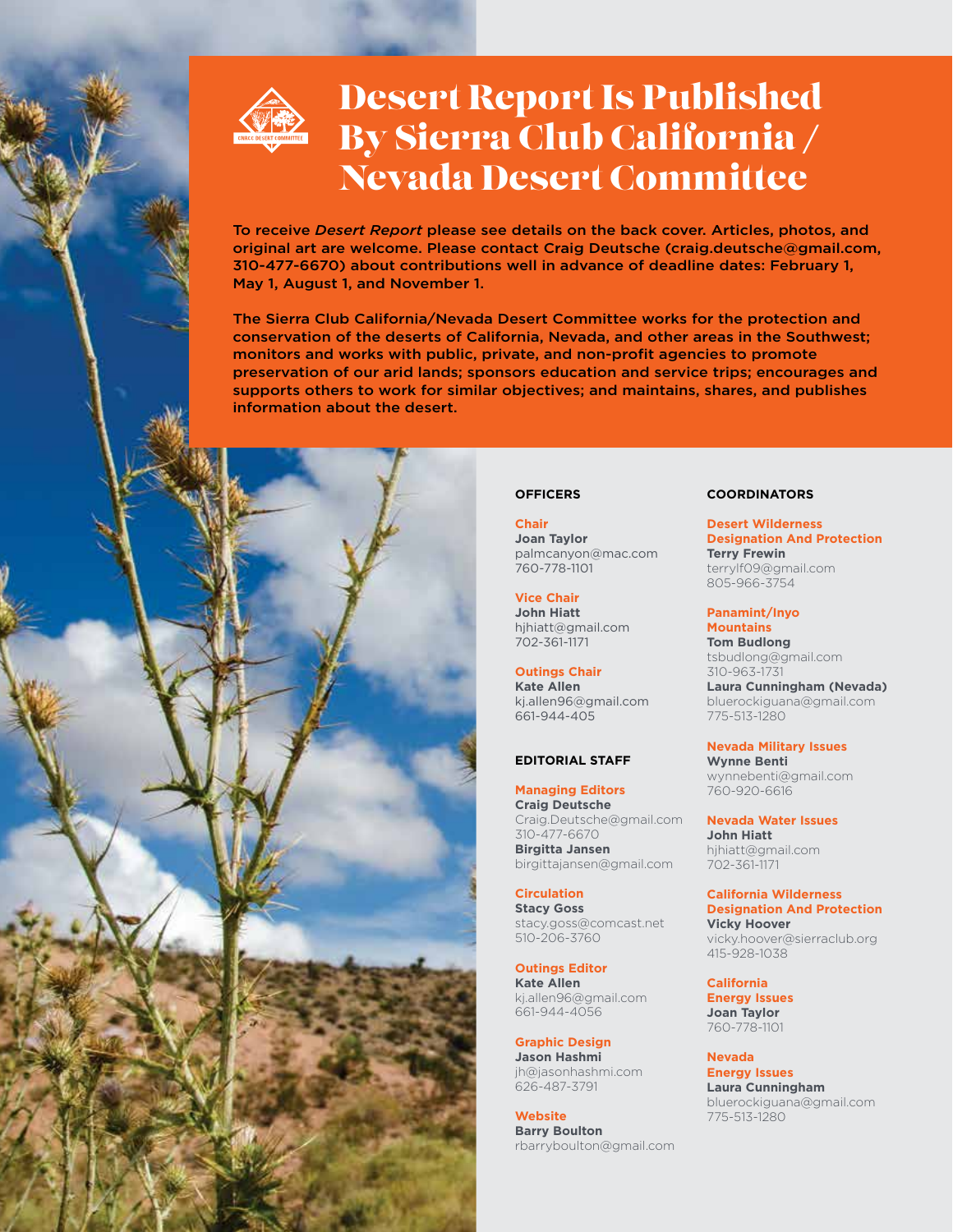# Desert Report Is Published By Sierra Club California / Nevada Desert Committee

**To receive *Desert Report* please see details on the back cover. Articles, photos, and original art are welcome. Please contact Craig Deutsche (craig.deutsche@gmail.com, 310-477-6670) about contributions well in advance of deadline dates: February 1, May 1, August 1, and November 1.**

**The Sierra Club California/Nevada Desert Committee works for the protection and conservation of the deserts of California, Nevada, and other areas in the Southwest; monitors and works with public, private, and non-profit agencies to promote preservation of our arid lands; sponsors education and service trips; encourages and supports others to work for similar objectives; and maintains, shares, and publishes information about the desert.**

### OFFICERS

**Chair**
**Joan Taylor**
palmcanyon@mac.com
760-778-1101

**Vice Chair**
**John Hiatt**
hjhiatt@gmail.com
702-361-1171

**Outings Chair**
**Kate Allen**
kj.allen96@gmail.com
661-944-405

### EDITORIAL STAFF

**Managing Editors**
**Craig Deutsche**
Craig.Deutsche@gmail.com
310-477-6670
**Birgitta Jansen**
birgittajansen@gmail.com

**Circulation**
**Stacy Goss**
stacy.goss@comcast.net
510-206-3760

**Outings Editor**
**Kate Allen**
kj.allen96@gmail.com
661-944-4056

**Graphic Design**
**Jason Hashmi**
jh@jasonhashmi.com
626-487-3791

**Website**
**Barry Boulton**
rbarryboulton@gmail.com

### COORDINATORS

**Desert Wilderness Designation And Protection**
**Terry Frewin**
terrylf09@gmail.com
805-966-3754

**Panamint/Inyo Mountains**
**Tom Budlong**
tsbudlong@gmail.com
310-963-1731
**Laura Cunningham (Nevada)**
bluerockiguana@gmail.com
775-513-1280

**Nevada Military Issues**
**Wynne Benti**
wynnebenti@gmail.com
760-920-6616

**Nevada Water Issues**
**John Hiatt**
hjhiatt@gmail.com
702-361-1171

**California Wilderness Designation And Protection**
**Vicky Hoover**
vicky.hoover@sierraclub.org
415-928-1038

**California Energy Issues**
**Joan Taylor**
760-778-1101

**Nevada Energy Issues**
**Laura Cunningham**
bluerockiguana@gmail.com
775-513-1280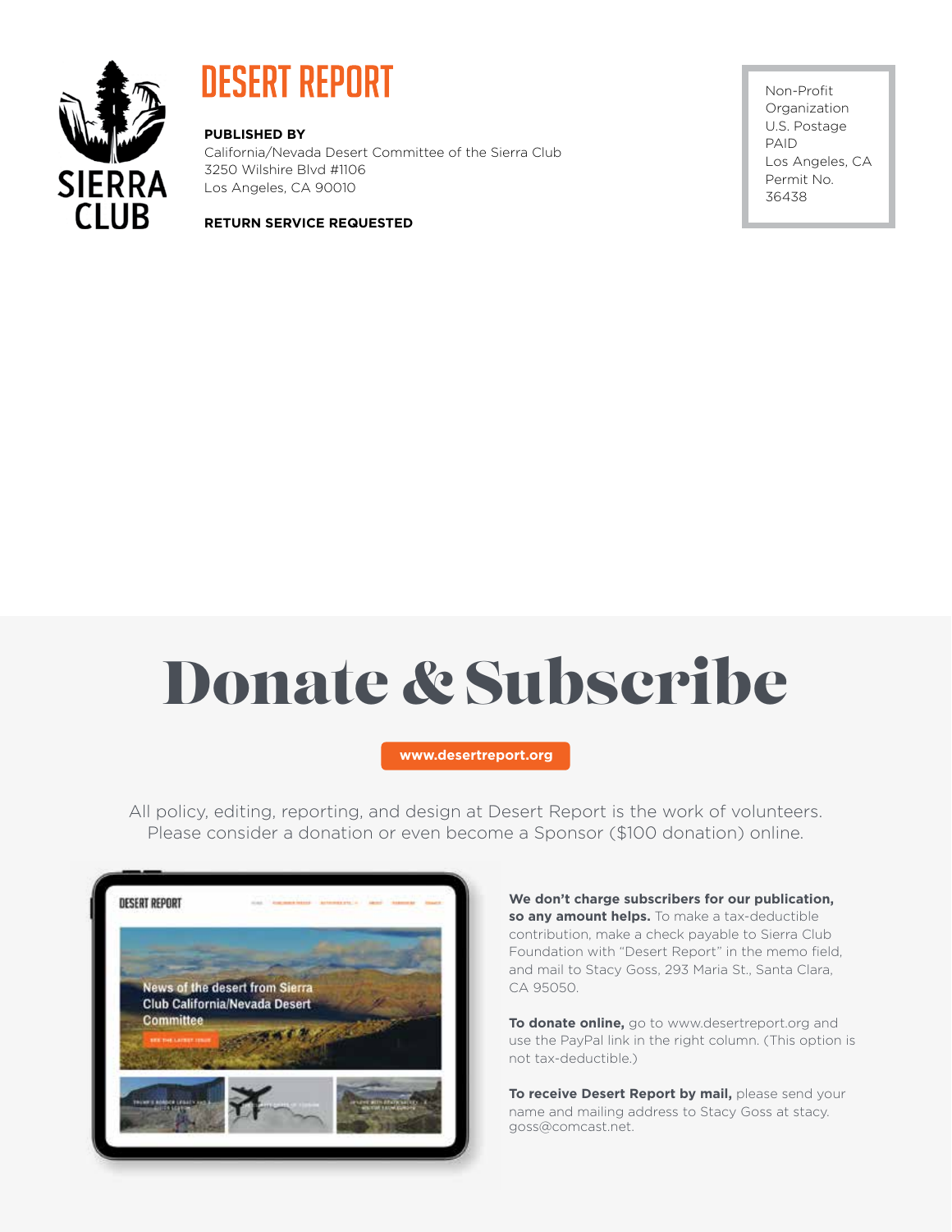# DESERT REPORT

**PUBLISHED BY**
California/Nevada Desert Committee of the Sierra Club
3250 Wilshire Blvd #1106
Los Angeles, CA 90010

**RETURN SERVICE REQUESTED**

Non-Profit
Organization
U.S. Postage
PAID
Los Angeles, CA
Permit No.
36438

# Donate & Subscribe

www.desertreport.org

All policy, editing, reporting, and design at Desert Report is the work of volunteers. Please consider a donation or even become a Sponsor ($100 donation) online.

**We don't charge subscribers for our publication, so any amount helps.** To make a tax-deductible contribution, make a check payable to Sierra Club Foundation with "Desert Report" in the memo field, and mail to Stacy Goss, 293 Maria St., Santa Clara, CA 95050.

**To donate online,** go to www.desertreport.org and use the PayPal link in the right column. (This option is not tax-deductible.)

**To receive Desert Report by mail,** please send your name and mailing address to Stacy Goss at stacy.goss@comcast.net.